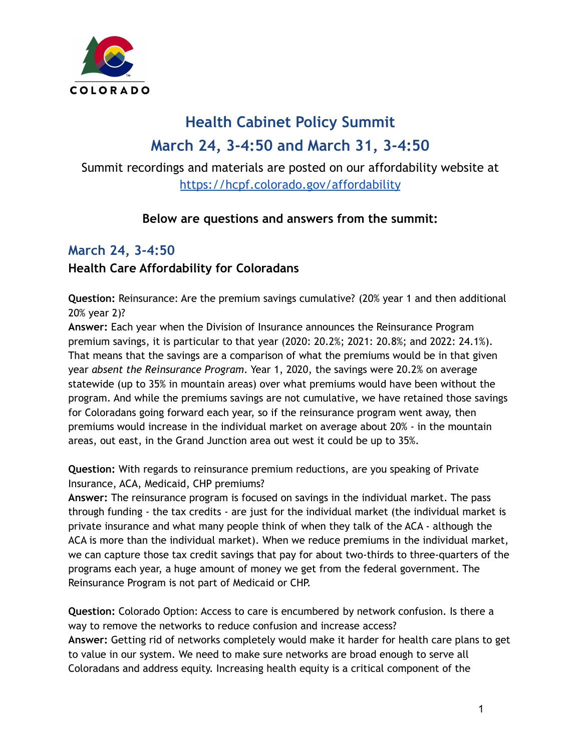# Health Cabinet Policy Summit

## March 24, 3-4:50 and March 31, 3-4:50

Summit recordings and materials are posted on our affordability website at https://hcpf.colorado.gov/affordability

**Below are questions and answers from the summit:**

## March 24, 3-4:50

### Health Care Affordability for Coloradans

**Question:** Reinsurance: Are the premium savings cumulative? (20% year 1 and then additional 20% year 2)?

**Answer:** Each year when the Division of Insurance announces the Reinsurance Program premium savings, it is particular to that year (2020: 20.2%; 2021: 20.8%; and 2022: 24.1%). That means that the savings are a comparison of what the premiums would be in that given year *absent the Reinsurance Program*. Year 1, 2020, the savings were 20.2% on average statewide (up to 35% in mountain areas) over what premiums would have been without the program. And while the premiums savings are not cumulative, we have retained those savings for Coloradans going forward each year, so if the reinsurance program went away, then premiums would increase in the individual market on average about 20% - in the mountain areas, out east, in the Grand Junction area out west it could be up to 35%.

**Question:** With regards to reinsurance premium reductions, are you speaking of Private Insurance, ACA, Medicaid, CHP premiums?

**Answer:** The reinsurance program is focused on savings in the individual market. The pass through funding - the tax credits - are just for the individual market (the individual market is private insurance and what many people think of when they talk of the ACA - although the ACA is more than the individual market). When we reduce premiums in the individual market, we can capture those tax credit savings that pay for about two-thirds to three-quarters of the programs each year, a huge amount of money we get from the federal government. The Reinsurance Program is not part of Medicaid or CHP.

**Question:** Colorado Option: Access to care is encumbered by network confusion. Is there a way to remove the networks to reduce confusion and increase access?

**Answer:** Getting rid of networks completely would make it harder for health care plans to get to value in our system. We need to make sure networks are broad enough to serve all Coloradans and address equity. Increasing health equity is a critical component of the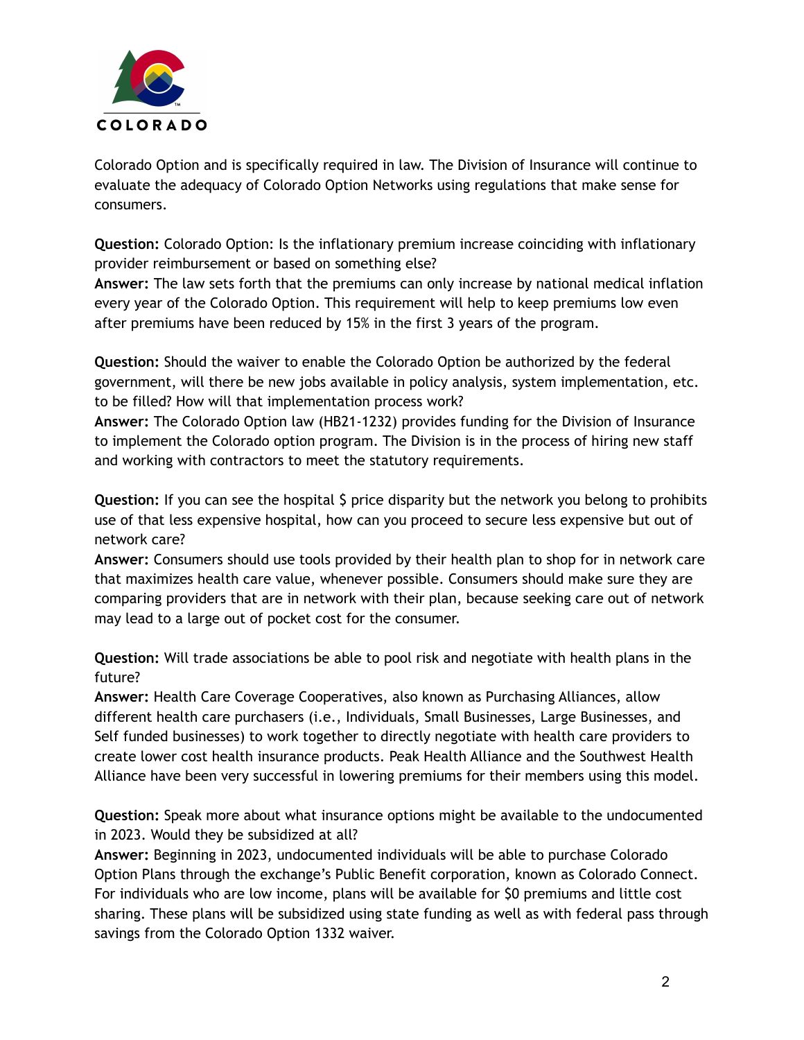Colorado Option and is specifically required in law. The Division of Insurance will continue to evaluate the adequacy of Colorado Option Networks using regulations that make sense for consumers.

**Question:** Colorado Option: Is the inflationary premium increase coinciding with inflationary provider reimbursement or based on something else?
**Answer:** The law sets forth that the premiums can only increase by national medical inflation every year of the Colorado Option. This requirement will help to keep premiums low even after premiums have been reduced by 15% in the first 3 years of the program.

**Question:** Should the waiver to enable the Colorado Option be authorized by the federal government, will there be new jobs available in policy analysis, system implementation, etc. to be filled? How will that implementation process work?
**Answer:** The Colorado Option law (HB21-1232) provides funding for the Division of Insurance to implement the Colorado option program. The Division is in the process of hiring new staff and working with contractors to meet the statutory requirements.

**Question:** If you can see the hospital $ price disparity but the network you belong to prohibits use of that less expensive hospital, how can you proceed to secure less expensive but out of network care?
**Answer:** Consumers should use tools provided by their health plan to shop for in network care that maximizes health care value, whenever possible. Consumers should make sure they are comparing providers that are in network with their plan, because seeking care out of network may lead to a large out of pocket cost for the consumer.

**Question:** Will trade associations be able to pool risk and negotiate with health plans in the future?
**Answer:** Health Care Coverage Cooperatives, also known as Purchasing Alliances, allow different health care purchasers (i.e., Individuals, Small Businesses, Large Businesses, and Self funded businesses) to work together to directly negotiate with health care providers to create lower cost health insurance products. Peak Health Alliance and the Southwest Health Alliance have been very successful in lowering premiums for their members using this model.

**Question:** Speak more about what insurance options might be available to the undocumented in 2023. Would they be subsidized at all?
**Answer:** Beginning in 2023, undocumented individuals will be able to purchase Colorado Option Plans through the exchange's Public Benefit corporation, known as Colorado Connect. For individuals who are low income, plans will be available for $0 premiums and little cost sharing. These plans will be subsidized using state funding as well as with federal pass through savings from the Colorado Option 1332 waiver.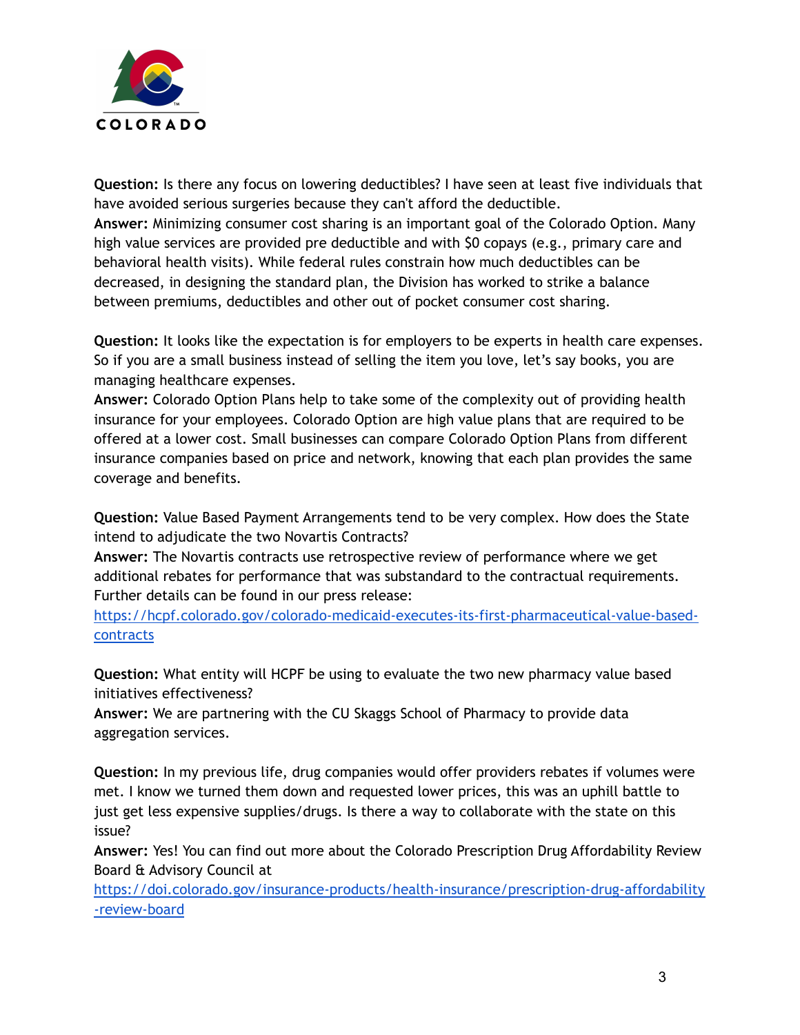**Question:** Is there any focus on lowering deductibles? I have seen at least five individuals that have avoided serious surgeries because they can't afford the deductible.
**Answer:** Minimizing consumer cost sharing is an important goal of the Colorado Option. Many high value services are provided pre deductible and with $0 copays (e.g., primary care and behavioral health visits). While federal rules constrain how much deductibles can be decreased, in designing the standard plan, the Division has worked to strike a balance between premiums, deductibles and other out of pocket consumer cost sharing.

**Question:** It looks like the expectation is for employers to be experts in health care expenses. So if you are a small business instead of selling the item you love, let's say books, you are managing healthcare expenses.
**Answer:** Colorado Option Plans help to take some of the complexity out of providing health insurance for your employees. Colorado Option are high value plans that are required to be offered at a lower cost. Small businesses can compare Colorado Option Plans from different insurance companies based on price and network, knowing that each plan provides the same coverage and benefits.

**Question:** Value Based Payment Arrangements tend to be very complex. How does the State intend to adjudicate the two Novartis Contracts?
**Answer:** The Novartis contracts use retrospective review of performance where we get additional rebates for performance that was substandard to the contractual requirements. Further details can be found in our press release:
https://hcpf.colorado.gov/colorado-medicaid-executes-its-first-pharmaceutical-value-based-contracts

**Question:** What entity will HCPF be using to evaluate the two new pharmacy value based initiatives effectiveness?
**Answer:** We are partnering with the CU Skaggs School of Pharmacy to provide data aggregation services.

**Question:** In my previous life, drug companies would offer providers rebates if volumes were met. I know we turned them down and requested lower prices, this was an uphill battle to just get less expensive supplies/drugs. Is there a way to collaborate with the state on this issue?
**Answer:** Yes! You can find out more about the Colorado Prescription Drug Affordability Review Board & Advisory Council at
https://doi.colorado.gov/insurance-products/health-insurance/prescription-drug-affordability-review-board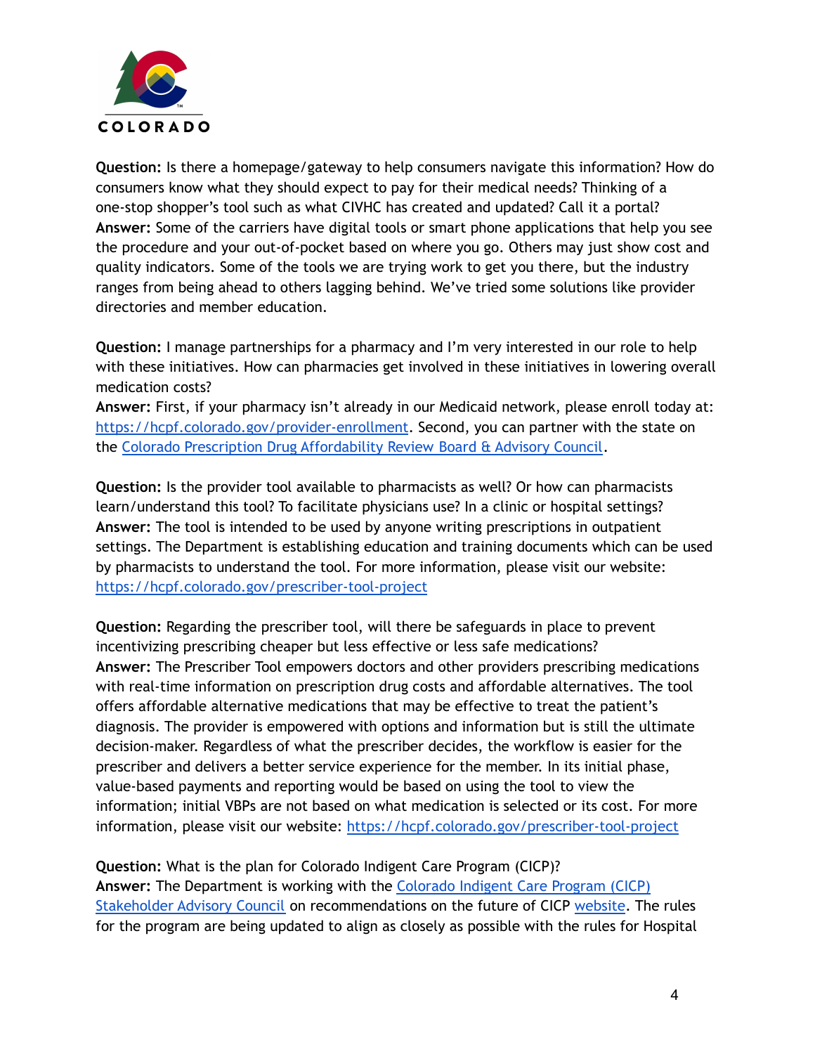**Question:** Is there a homepage/gateway to help consumers navigate this information? How do consumers know what they should expect to pay for their medical needs? Thinking of a one-stop shopper's tool such as what CIVHC has created and updated? Call it a portal?
**Answer:** Some of the carriers have digital tools or smart phone applications that help you see the procedure and your out-of-pocket based on where you go. Others may just show cost and quality indicators. Some of the tools we are trying work to get you there, but the industry ranges from being ahead to others lagging behind. We've tried some solutions like provider directories and member education.

**Question:** I manage partnerships for a pharmacy and I'm very interested in our role to help with these initiatives. How can pharmacies get involved in these initiatives in lowering overall medication costs?
**Answer:** First, if your pharmacy isn't already in our Medicaid network, please enroll today at: [https://hcpf.colorado.gov/provider-enrollment](https://hcpf.colorado.gov/provider-enrollment). Second, you can partner with the state on the [Colorado Prescription Drug Affordability Review Board & Advisory Council](#).

**Question:** Is the provider tool available to pharmacists as well? Or how can pharmacists learn/understand this tool? To facilitate physicians use? In a clinic or hospital settings?
**Answer:** The tool is intended to be used by anyone writing prescriptions in outpatient settings. The Department is establishing education and training documents which can be used by pharmacists to understand the tool. For more information, please visit our website: [https://hcpf.colorado.gov/prescriber-tool-project](https://hcpf.colorado.gov/prescriber-tool-project)

**Question:** Regarding the prescriber tool, will there be safeguards in place to prevent incentivizing prescribing cheaper but less effective or less safe medications?
**Answer:** The Prescriber Tool empowers doctors and other providers prescribing medications with real-time information on prescription drug costs and affordable alternatives. The tool offers affordable alternative medications that may be effective to treat the patient's diagnosis. The provider is empowered with options and information but is still the ultimate decision-maker. Regardless of what the prescriber decides, the workflow is easier for the prescriber and delivers a better service experience for the member. In its initial phase, value-based payments and reporting would be based on using the tool to view the information; initial VBPs are not based on what medication is selected or its cost. For more information, please visit our website: [https://hcpf.colorado.gov/prescriber-tool-project](https://hcpf.colorado.gov/prescriber-tool-project)

**Question:** What is the plan for Colorado Indigent Care Program (CICP)?
**Answer:** The Department is working with the [Colorado Indigent Care Program (CICP) Stakeholder Advisory Council](#) on recommendations on the future of CICP [website](#). The rules for the program are being updated to align as closely as possible with the rules for Hospital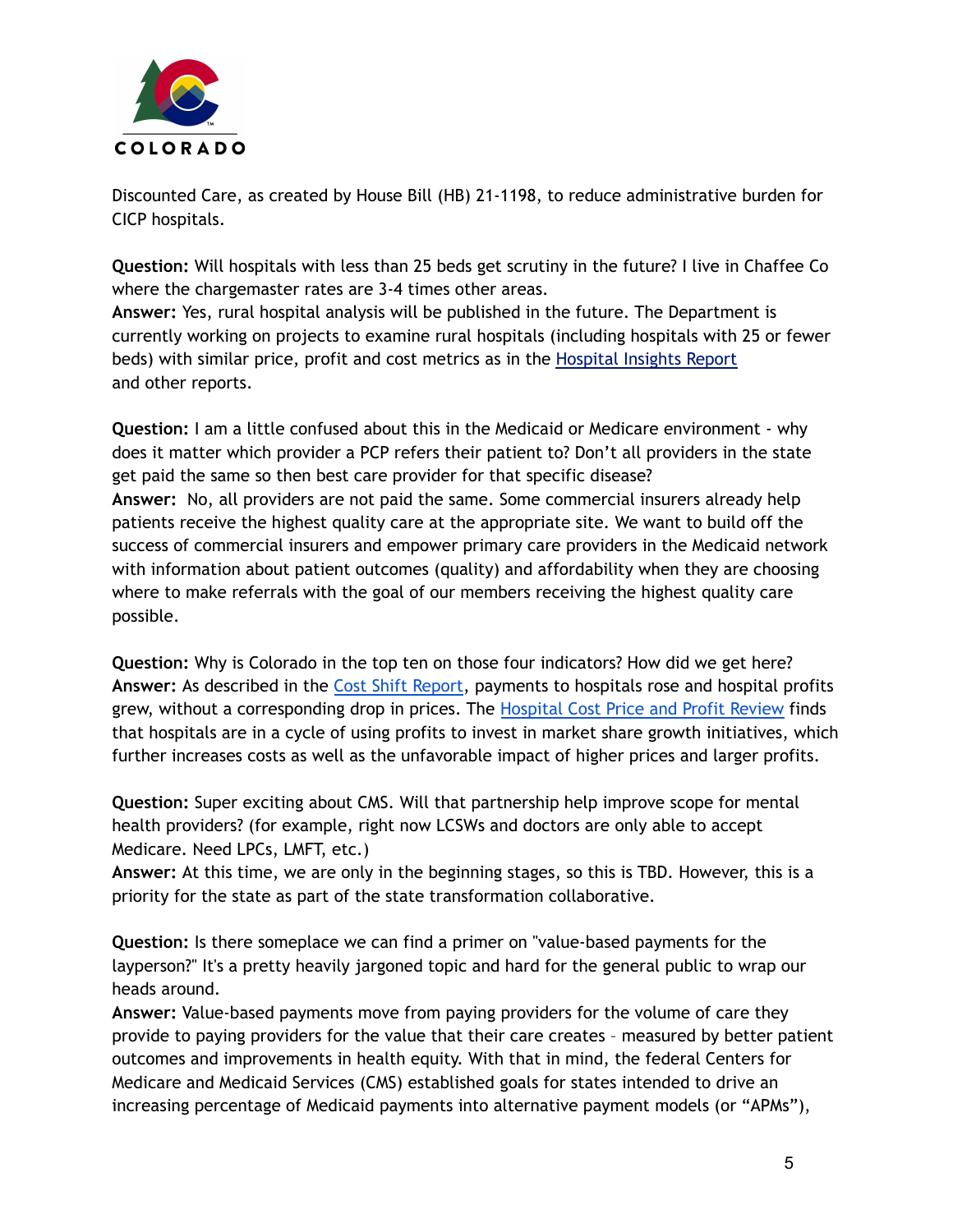Discounted Care, as created by House Bill (HB) 21-1198, to reduce administrative burden for CICP hospitals.

**Question:** Will hospitals with less than 25 beds get scrutiny in the future? I live in Chaffee Co where the chargemaster rates are 3-4 times other areas.
**Answer:** Yes, rural hospital analysis will be published in the future. The Department is currently working on projects to examine rural hospitals (including hospitals with 25 or fewer beds) with similar price, profit and cost metrics as in the Hospital Insights Report and other reports.

**Question:** I am a little confused about this in the Medicaid or Medicare environment - why does it matter which provider a PCP refers their patient to? Don't all providers in the state get paid the same so then best care provider for that specific disease?
**Answer:** No, all providers are not paid the same. Some commercial insurers already help patients receive the highest quality care at the appropriate site. We want to build off the success of commercial insurers and empower primary care providers in the Medicaid network with information about patient outcomes (quality) and affordability when they are choosing where to make referrals with the goal of our members receiving the highest quality care possible.

**Question:** Why is Colorado in the top ten on those four indicators? How did we get here?
**Answer:** As described in the Cost Shift Report, payments to hospitals rose and hospital profits grew, without a corresponding drop in prices. The Hospital Cost Price and Profit Review finds that hospitals are in a cycle of using profits to invest in market share growth initiatives, which further increases costs as well as the unfavorable impact of higher prices and larger profits.

**Question:** Super exciting about CMS. Will that partnership help improve scope for mental health providers? (for example, right now LCSWs and doctors are only able to accept Medicare. Need LPCs, LMFT, etc.)
**Answer:** At this time, we are only in the beginning stages, so this is TBD. However, this is a priority for the state as part of the state transformation collaborative.

**Question:** Is there someplace we can find a primer on "value-based payments for the layperson?" It's a pretty heavily jargoned topic and hard for the general public to wrap our heads around.
**Answer:** Value-based payments move from paying providers for the volume of care they provide to paying providers for the value that their care creates – measured by better patient outcomes and improvements in health equity. With that in mind, the federal Centers for Medicare and Medicaid Services (CMS) established goals for states intended to drive an increasing percentage of Medicaid payments into alternative payment models (or "APMs"),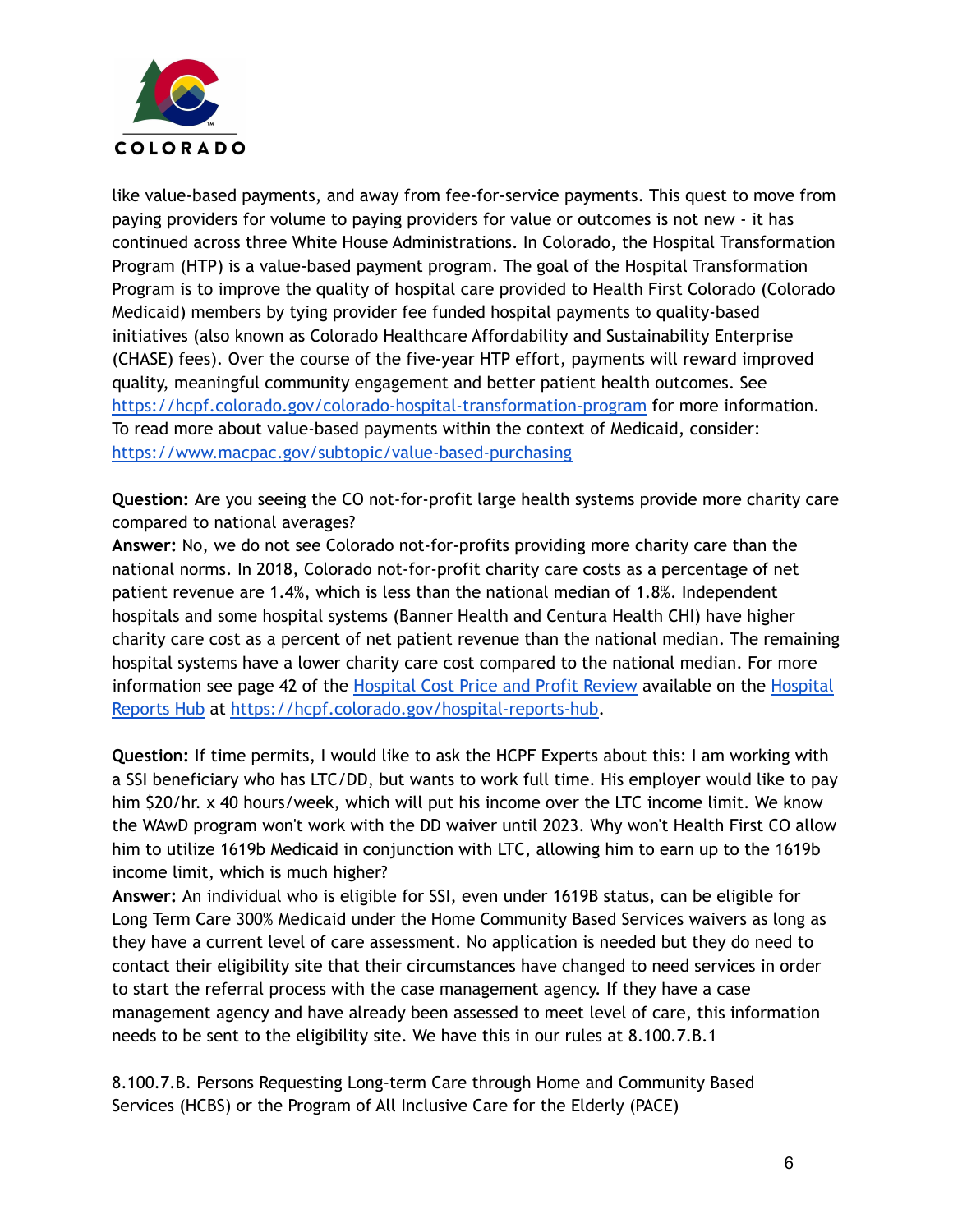like value-based payments, and away from fee-for-service payments. This quest to move from paying providers for volume to paying providers for value or outcomes is not new - it has continued across three White House Administrations. In Colorado, the Hospital Transformation Program (HTP) is a value-based payment program. The goal of the Hospital Transformation Program is to improve the quality of hospital care provided to Health First Colorado (Colorado Medicaid) members by tying provider fee funded hospital payments to quality-based initiatives (also known as Colorado Healthcare Affordability and Sustainability Enterprise (CHASE) fees). Over the course of the five-year HTP effort, payments will reward improved quality, meaningful community engagement and better patient health outcomes. See [https://hcpf.colorado.gov/colorado-hospital-transformation-program](https://hcpf.colorado.gov/colorado-hospital-transformation-program) for more information. To read more about value-based payments within the context of Medicaid, consider: [https://www.macpac.gov/subtopic/value-based-purchasing](https://www.macpac.gov/subtopic/value-based-purchasing)

**Question:** Are you seeing the CO not-for-profit large health systems provide more charity care compared to national averages?
**Answer:** No, we do not see Colorado not-for-profits providing more charity care than the national norms. In 2018, Colorado not-for-profit charity care costs as a percentage of net patient revenue are 1.4%, which is less than the national median of 1.8%. Independent hospitals and some hospital systems (Banner Health and Centura Health CHI) have higher charity care cost as a percent of net patient revenue than the national median. The remaining hospital systems have a lower charity care cost compared to the national median. For more information see page 42 of the Hospital Cost Price and Profit Review available on the Hospital Reports Hub at [https://hcpf.colorado.gov/hospital-reports-hub](https://hcpf.colorado.gov/hospital-reports-hub).

**Question:** If time permits, I would like to ask the HCPF Experts about this: I am working with a SSI beneficiary who has LTC/DD, but wants to work full time. His employer would like to pay him $20/hr. x 40 hours/week, which will put his income over the LTC income limit. We know the WAwD program won't work with the DD waiver until 2023. Why won't Health First CO allow him to utilize 1619b Medicaid in conjunction with LTC, allowing him to earn up to the 1619b income limit, which is much higher?
**Answer:** An individual who is eligible for SSI, even under 1619B status, can be eligible for Long Term Care 300% Medicaid under the Home Community Based Services waivers as long as they have a current level of care assessment. No application is needed but they do need to contact their eligibility site that their circumstances have changed to need services in order to start the referral process with the case management agency. If they have a case management agency and have already been assessed to meet level of care, this information needs to be sent to the eligibility site. We have this in our rules at 8.100.7.B.1

8.100.7.B. Persons Requesting Long-term Care through Home and Community Based Services (HCBS) or the Program of All Inclusive Care for the Elderly (PACE)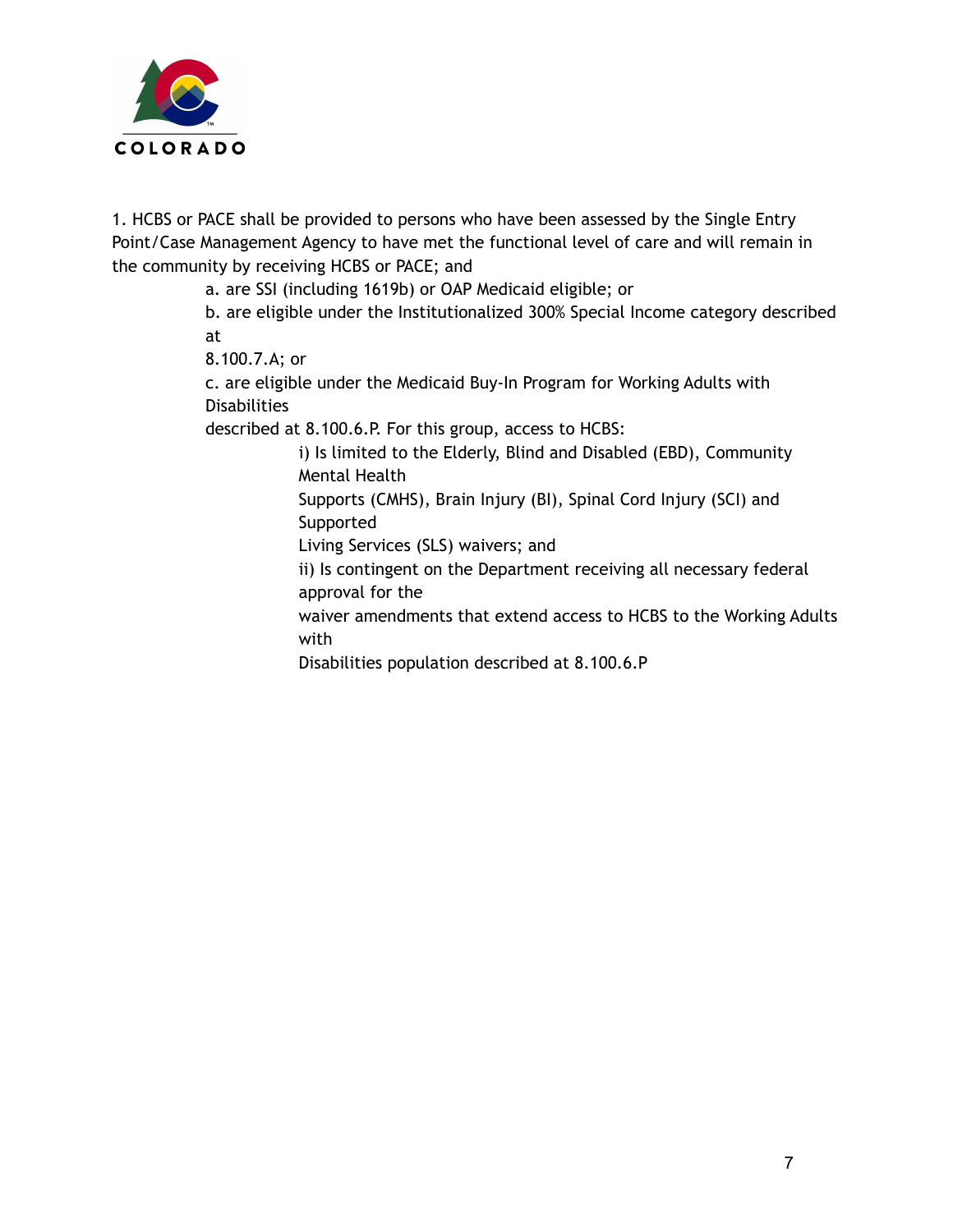1. HCBS or PACE shall be provided to persons who have been assessed by the Single Entry Point/Case Management Agency to have met the functional level of care and will remain in the community by receiving HCBS or PACE; and

   a. are SSI (including 1619b) or OAP Medicaid eligible; or

   b. are eligible under the Institutionalized 300% Special Income category described at 8.100.7.A; or

   c. are eligible under the Medicaid Buy-In Program for Working Adults with Disabilities described at 8.100.6.P. For this group, access to HCBS:

      i) Is limited to the Elderly, Blind and Disabled (EBD), Community Mental Health Supports (CMHS), Brain Injury (BI), Spinal Cord Injury (SCI) and Supported Living Services (SLS) waivers; and

      ii) Is contingent on the Department receiving all necessary federal approval for the waiver amendments that extend access to HCBS to the Working Adults with Disabilities population described at 8.100.6.P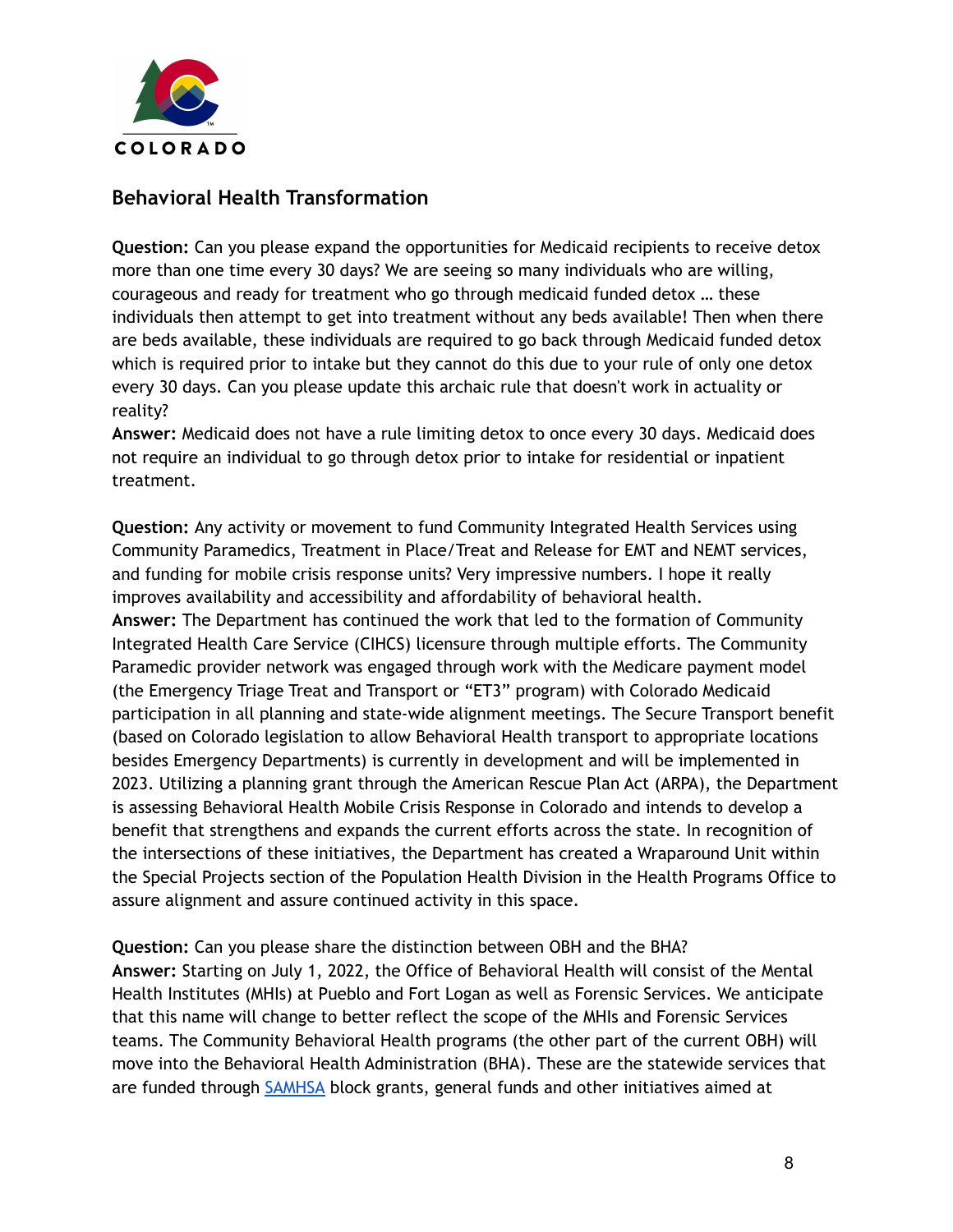## Behavioral Health Transformation

**Question:** Can you please expand the opportunities for Medicaid recipients to receive detox more than one time every 30 days? We are seeing so many individuals who are willing, courageous and ready for treatment who go through medicaid funded detox … these individuals then attempt to get into treatment without any beds available! Then when there are beds available, these individuals are required to go back through Medicaid funded detox which is required prior to intake but they cannot do this due to your rule of only one detox every 30 days. Can you please update this archaic rule that doesn't work in actuality or reality?

**Answer:** Medicaid does not have a rule limiting detox to once every 30 days. Medicaid does not require an individual to go through detox prior to intake for residential or inpatient treatment.

**Question:** Any activity or movement to fund Community Integrated Health Services using Community Paramedics, Treatment in Place/Treat and Release for EMT and NEMT services, and funding for mobile crisis response units? Very impressive numbers. I hope it really improves availability and accessibility and affordability of behavioral health.

**Answer:** The Department has continued the work that led to the formation of Community Integrated Health Care Service (CIHCS) licensure through multiple efforts. The Community Paramedic provider network was engaged through work with the Medicare payment model (the Emergency Triage Treat and Transport or "ET3" program) with Colorado Medicaid participation in all planning and state-wide alignment meetings. The Secure Transport benefit (based on Colorado legislation to allow Behavioral Health transport to appropriate locations besides Emergency Departments) is currently in development and will be implemented in 2023. Utilizing a planning grant through the American Rescue Plan Act (ARPA), the Department is assessing Behavioral Health Mobile Crisis Response in Colorado and intends to develop a benefit that strengthens and expands the current efforts across the state. In recognition of the intersections of these initiatives, the Department has created a Wraparound Unit within the Special Projects section of the Population Health Division in the Health Programs Office to assure alignment and assure continued activity in this space.

**Question:** Can you please share the distinction between OBH and the BHA?

**Answer:** Starting on July 1, 2022, the Office of Behavioral Health will consist of the Mental Health Institutes (MHIs) at Pueblo and Fort Logan as well as Forensic Services. We anticipate that this name will change to better reflect the scope of the MHIs and Forensic Services teams. The Community Behavioral Health programs (the other part of the current OBH) will move into the Behavioral Health Administration (BHA). These are the statewide services that are funded through SAMHSA block grants, general funds and other initiatives aimed at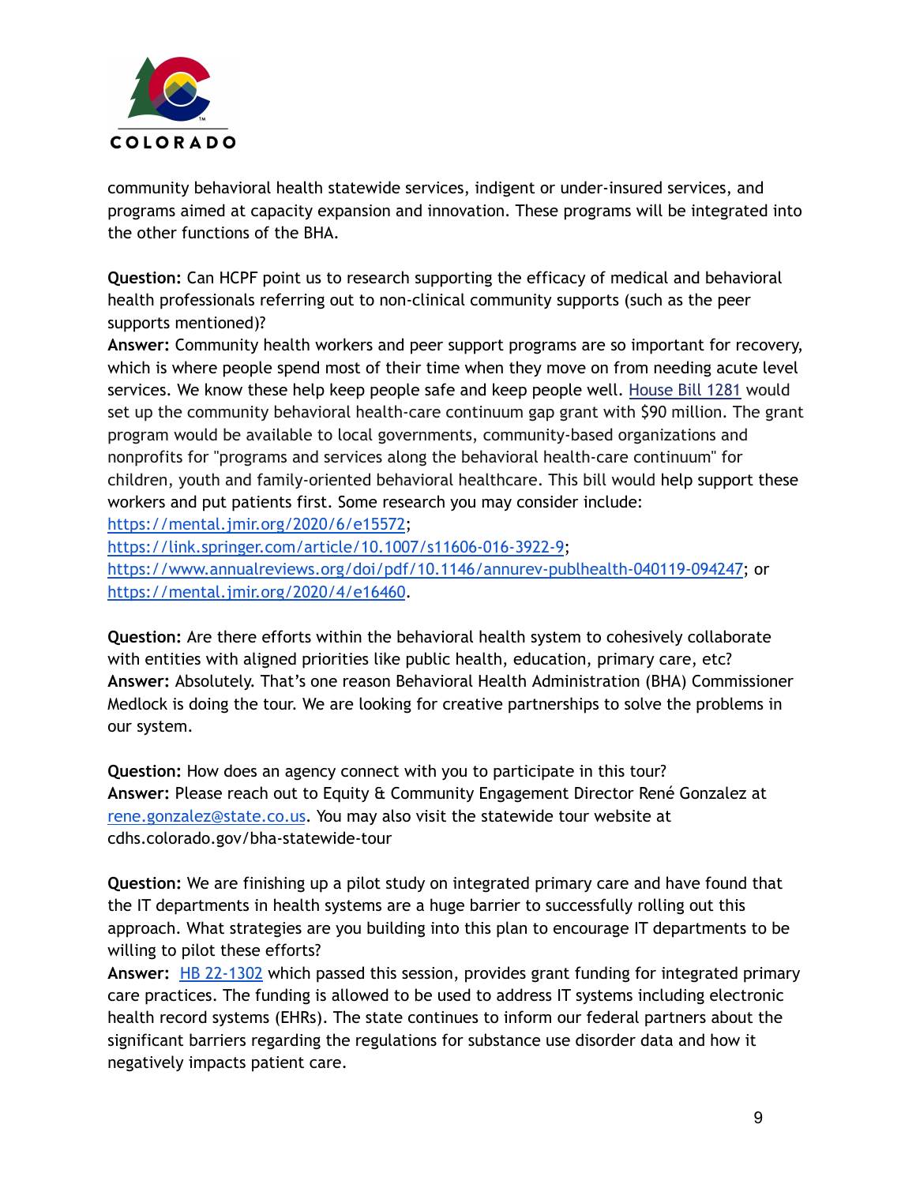community behavioral health statewide services, indigent or under-insured services, and programs aimed at capacity expansion and innovation. These programs will be integrated into the other functions of the BHA.

**Question:** Can HCPF point us to research supporting the efficacy of medical and behavioral health professionals referring out to non-clinical community supports (such as the peer supports mentioned)?
**Answer:** Community health workers and peer support programs are so important for recovery, which is where people spend most of their time when they move on from needing acute level services. We know these help keep people safe and keep people well. [House Bill 1281]() would set up the community behavioral health-care continuum gap grant with $90 million. The grant program would be available to local governments, community-based organizations and nonprofits for "programs and services along the behavioral health-care continuum" for children, youth and family-oriented behavioral healthcare. This bill would help support these workers and put patients first. Some research you may consider include:
https://mental.jmir.org/2020/6/e15572;
https://link.springer.com/article/10.1007/s11606-016-3922-9;
https://www.annualreviews.org/doi/pdf/10.1146/annurev-publhealth-040119-094247; or
https://mental.jmir.org/2020/4/e16460.

**Question:** Are there efforts within the behavioral health system to cohesively collaborate with entities with aligned priorities like public health, education, primary care, etc?
**Answer:** Absolutely. That's one reason Behavioral Health Administration (BHA) Commissioner Medlock is doing the tour. We are looking for creative partnerships to solve the problems in our system.

**Question:** How does an agency connect with you to participate in this tour?
**Answer:** Please reach out to Equity & Community Engagement Director René Gonzalez at rene.gonzalez@state.co.us. You may also visit the statewide tour website at cdhs.colorado.gov/bha-statewide-tour

**Question:** We are finishing up a pilot study on integrated primary care and have found that the IT departments in health systems are a huge barrier to successfully rolling out this approach. What strategies are you building into this plan to encourage IT departments to be willing to pilot these efforts?
**Answer:** [HB 22-1302]() which passed this session, provides grant funding for integrated primary care practices. The funding is allowed to be used to address IT systems including electronic health record systems (EHRs). The state continues to inform our federal partners about the significant barriers regarding the regulations for substance use disorder data and how it negatively impacts patient care.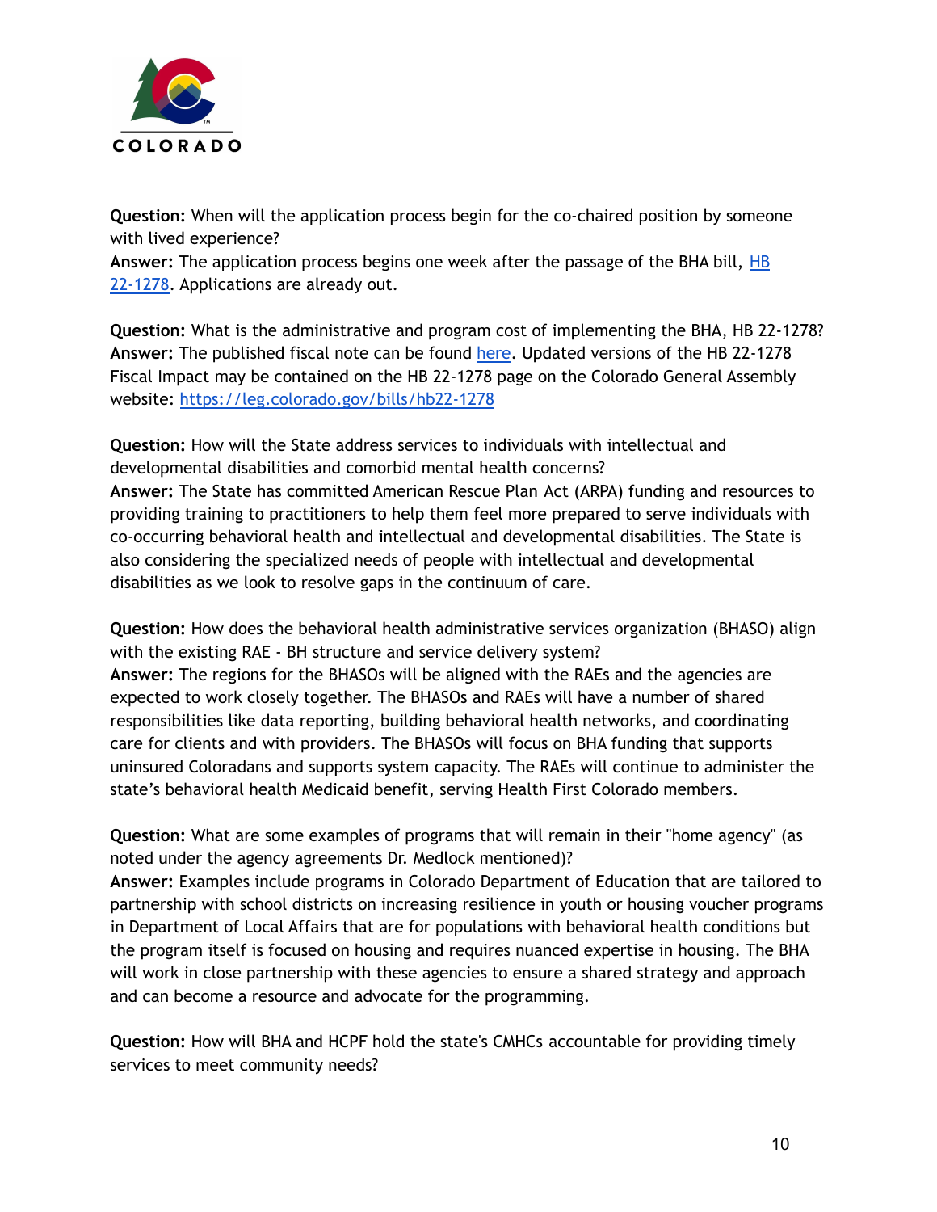**Question:** When will the application process begin for the co-chaired position by someone with lived experience?
**Answer:** The application process begins one week after the passage of the BHA bill, HB 22-1278. Applications are already out.

**Question:** What is the administrative and program cost of implementing the BHA, HB 22-1278?
**Answer:** The published fiscal note can be found here. Updated versions of the HB 22-1278 Fiscal Impact may be contained on the HB 22-1278 page on the Colorado General Assembly website: https://leg.colorado.gov/bills/hb22-1278

**Question:** How will the State address services to individuals with intellectual and developmental disabilities and comorbid mental health concerns?
**Answer:** The State has committed American Rescue Plan Act (ARPA) funding and resources to providing training to practitioners to help them feel more prepared to serve individuals with co-occurring behavioral health and intellectual and developmental disabilities. The State is also considering the specialized needs of people with intellectual and developmental disabilities as we look to resolve gaps in the continuum of care.

**Question:** How does the behavioral health administrative services organization (BHASO) align with the existing RAE - BH structure and service delivery system?
**Answer:** The regions for the BHASOs will be aligned with the RAEs and the agencies are expected to work closely together. The BHASOs and RAEs will have a number of shared responsibilities like data reporting, building behavioral health networks, and coordinating care for clients and with providers. The BHASOs will focus on BHA funding that supports uninsured Coloradans and supports system capacity. The RAEs will continue to administer the state's behavioral health Medicaid benefit, serving Health First Colorado members.

**Question:** What are some examples of programs that will remain in their "home agency" (as noted under the agency agreements Dr. Medlock mentioned)?
**Answer:** Examples include programs in Colorado Department of Education that are tailored to partnership with school districts on increasing resilience in youth or housing voucher programs in Department of Local Affairs that are for populations with behavioral health conditions but the program itself is focused on housing and requires nuanced expertise in housing. The BHA will work in close partnership with these agencies to ensure a shared strategy and approach and can become a resource and advocate for the programming.

**Question:** How will BHA and HCPF hold the state's CMHCs accountable for providing timely services to meet community needs?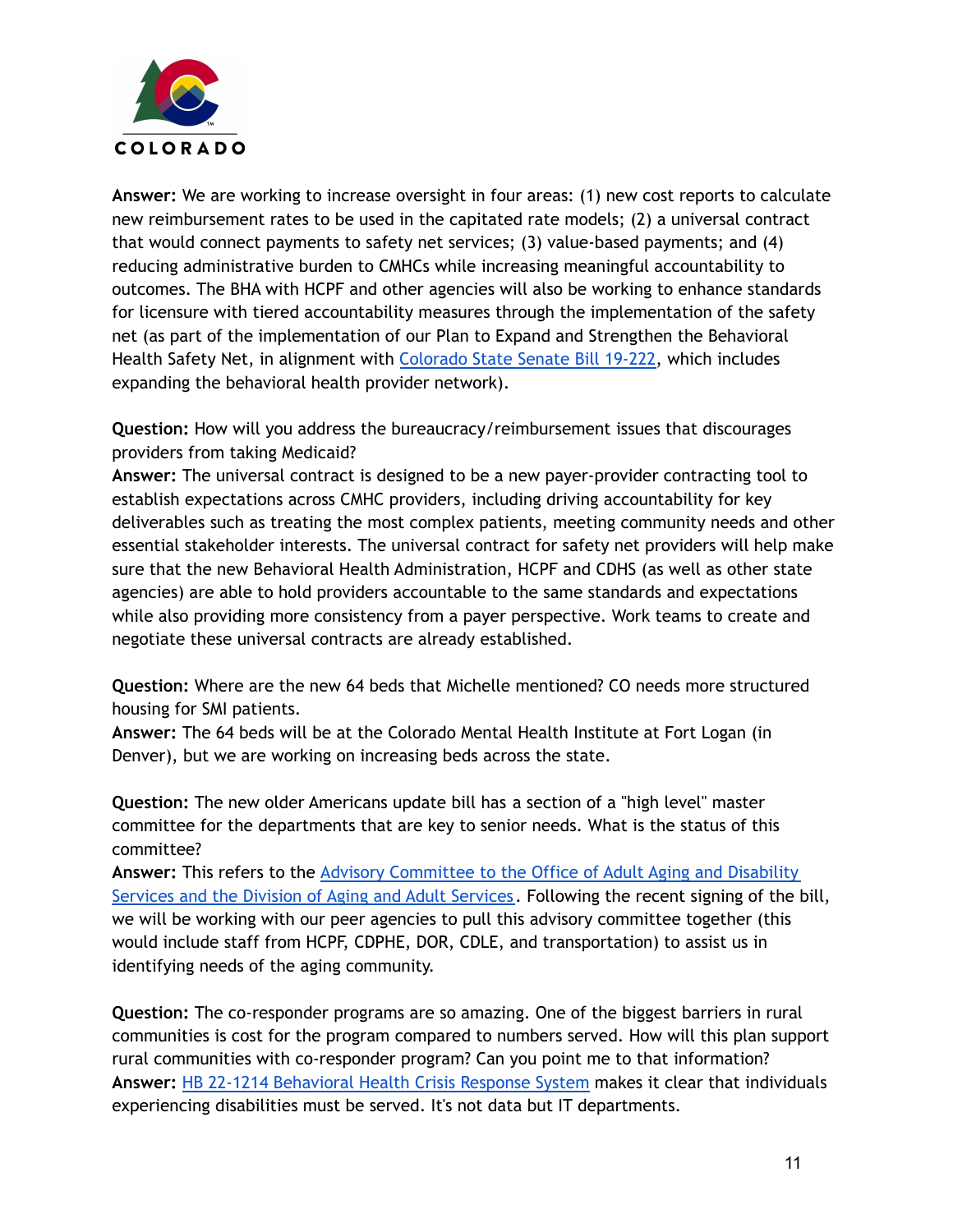**Answer:** We are working to increase oversight in four areas: (1) new cost reports to calculate new reimbursement rates to be used in the capitated rate models; (2) a universal contract that would connect payments to safety net services; (3) value-based payments; and (4) reducing administrative burden to CMHCs while increasing meaningful accountability to outcomes. The BHA with HCPF and other agencies will also be working to enhance standards for licensure with tiered accountability measures through the implementation of the safety net (as part of the implementation of our Plan to Expand and Strengthen the Behavioral Health Safety Net, in alignment with [Colorado State Senate Bill 19-222](), which includes expanding the behavioral health provider network).

**Question:** How will you address the bureaucracy/reimbursement issues that discourages providers from taking Medicaid?
**Answer:** The universal contract is designed to be a new payer-provider contracting tool to establish expectations across CMHC providers, including driving accountability for key deliverables such as treating the most complex patients, meeting community needs and other essential stakeholder interests. The universal contract for safety net providers will help make sure that the new Behavioral Health Administration, HCPF and CDHS (as well as other state agencies) are able to hold providers accountable to the same standards and expectations while also providing more consistency from a payer perspective. Work teams to create and negotiate these universal contracts are already established.

**Question:** Where are the new 64 beds that Michelle mentioned? CO needs more structured housing for SMI patients.
**Answer:** The 64 beds will be at the Colorado Mental Health Institute at Fort Logan (in Denver), but we are working on increasing beds across the state.

**Question:** The new older Americans update bill has a section of a "high level" master committee for the departments that are key to senior needs. What is the status of this committee?
**Answer:** This refers to the [Advisory Committee to the Office of Adult Aging and Disability Services and the Division of Aging and Adult Services](). Following the recent signing of the bill, we will be working with our peer agencies to pull this advisory committee together (this would include staff from HCPF, CDPHE, DOR, CDLE, and transportation) to assist us in identifying needs of the aging community.

**Question:** The co-responder programs are so amazing. One of the biggest barriers in rural communities is cost for the program compared to numbers served. How will this plan support rural communities with co-responder program? Can you point me to that information?
**Answer:** [HB 22-1214 Behavioral Health Crisis Response System]() makes it clear that individuals experiencing disabilities must be served. It's not data but IT departments.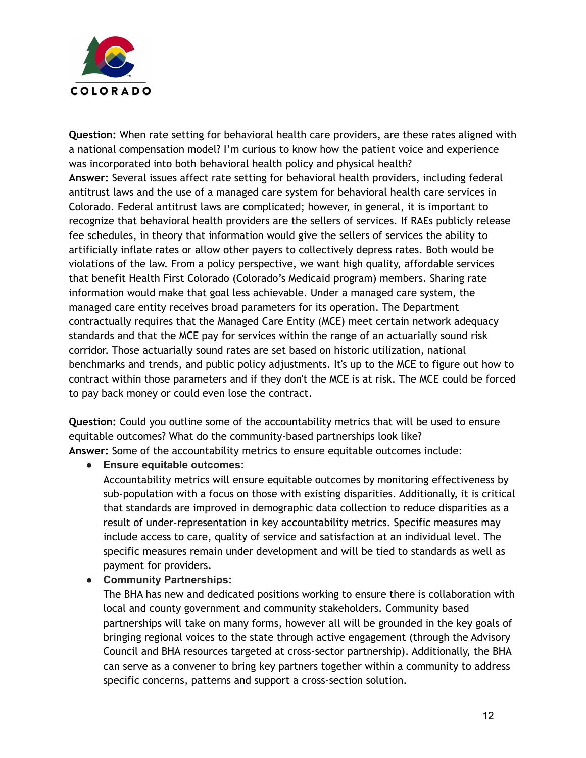**Question:** When rate setting for behavioral health care providers, are these rates aligned with a national compensation model? I'm curious to know how the patient voice and experience was incorporated into both behavioral health policy and physical health?

**Answer:** Several issues affect rate setting for behavioral health providers, including federal antitrust laws and the use of a managed care system for behavioral health care services in Colorado. Federal antitrust laws are complicated; however, in general, it is important to recognize that behavioral health providers are the sellers of services. If RAEs publicly release fee schedules, in theory that information would give the sellers of services the ability to artificially inflate rates or allow other payers to collectively depress rates. Both would be violations of the law. From a policy perspective, we want high quality, affordable services that benefit Health First Colorado (Colorado's Medicaid program) members. Sharing rate information would make that goal less achievable. Under a managed care system, the managed care entity receives broad parameters for its operation. The Department contractually requires that the Managed Care Entity (MCE) meet certain network adequacy standards and that the MCE pay for services within the range of an actuarially sound risk corridor. Those actuarially sound rates are set based on historic utilization, national benchmarks and trends, and public policy adjustments. It's up to the MCE to figure out how to contract within those parameters and if they don't the MCE is at risk. The MCE could be forced to pay back money or could even lose the contract.

**Question:** Could you outline some of the accountability metrics that will be used to ensure equitable outcomes? What do the community-based partnerships look like?

**Answer:** Some of the accountability metrics to ensure equitable outcomes include:

- **Ensure equitable outcomes:**
  Accountability metrics will ensure equitable outcomes by monitoring effectiveness by sub-population with a focus on those with existing disparities. Additionally, it is critical that standards are improved in demographic data collection to reduce disparities as a result of under-representation in key accountability metrics. Specific measures may include access to care, quality of service and satisfaction at an individual level. The specific measures remain under development and will be tied to standards as well as payment for providers.
- **Community Partnerships:**
  The BHA has new and dedicated positions working to ensure there is collaboration with local and county government and community stakeholders. Community based partnerships will take on many forms, however all will be grounded in the key goals of bringing regional voices to the state through active engagement (through the Advisory Council and BHA resources targeted at cross-sector partnership). Additionally, the BHA can serve as a convener to bring key partners together within a community to address specific concerns, patterns and support a cross-section solution.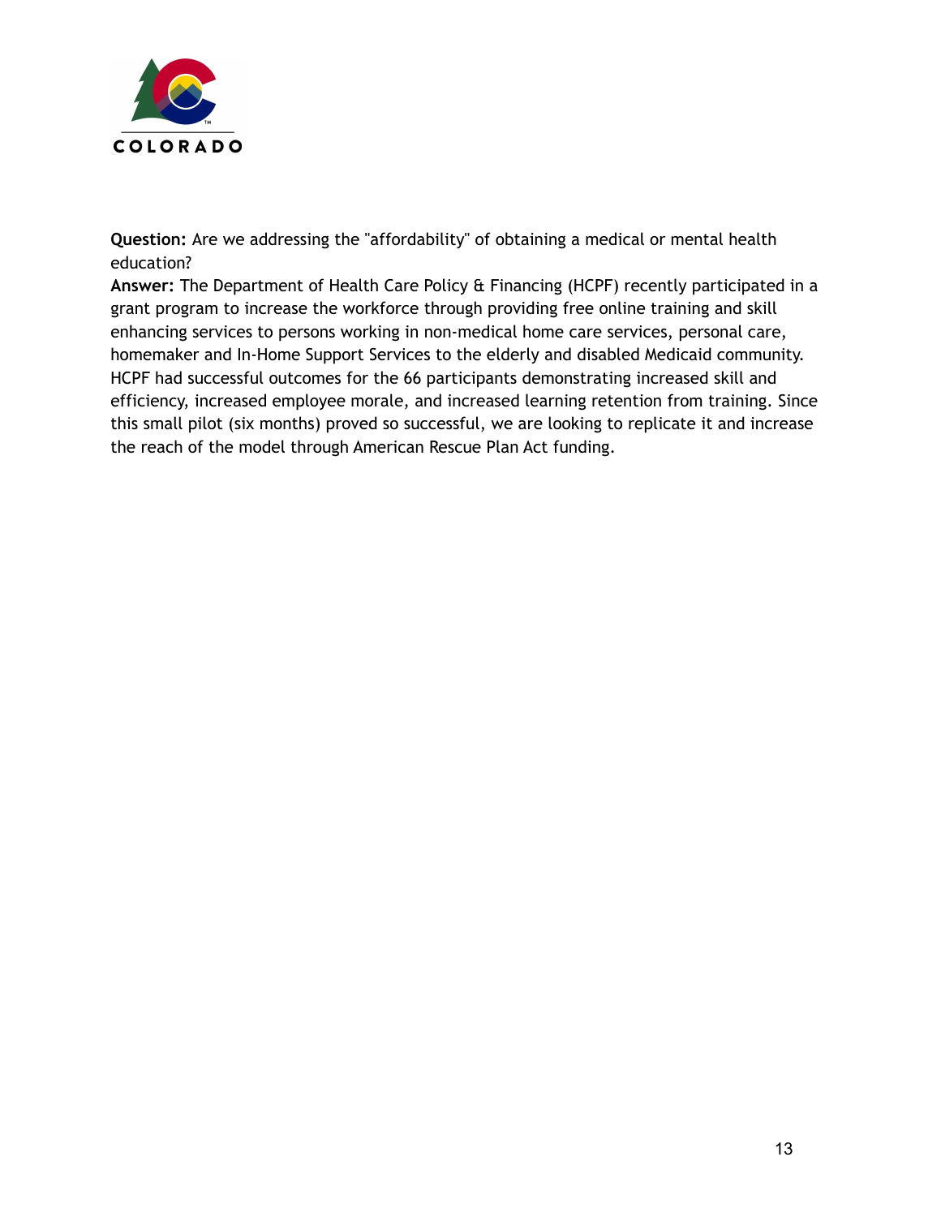**Question:** Are we addressing the "affordability" of obtaining a medical or mental health education?

**Answer:** The Department of Health Care Policy & Financing (HCPF) recently participated in a grant program to increase the workforce through providing free online training and skill enhancing services to persons working in non-medical home care services, personal care, homemaker and In-Home Support Services to the elderly and disabled Medicaid community. HCPF had successful outcomes for the 66 participants demonstrating increased skill and efficiency, increased employee morale, and increased learning retention from training. Since this small pilot (six months) proved so successful, we are looking to replicate it and increase the reach of the model through American Rescue Plan Act funding.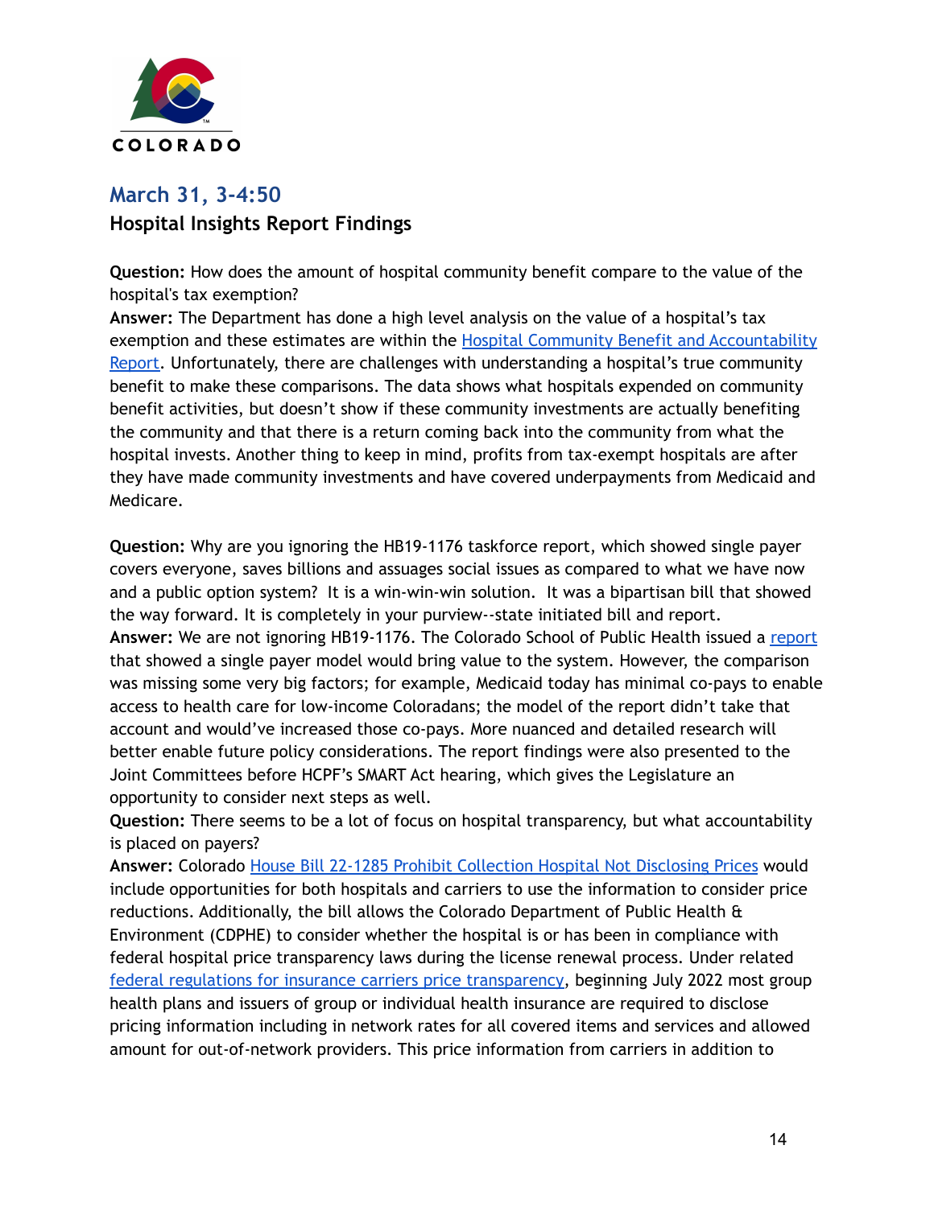## March 31, 3-4:50

### Hospital Insights Report Findings

**Question:** How does the amount of hospital community benefit compare to the value of the hospital's tax exemption?

**Answer:** The Department has done a high level analysis on the value of a hospital's tax exemption and these estimates are within the Hospital Community Benefit and Accountability Report. Unfortunately, there are challenges with understanding a hospital's true community benefit to make these comparisons. The data shows what hospitals expended on community benefit activities, but doesn't show if these community investments are actually benefiting the community and that there is a return coming back into the community from what the hospital invests. Another thing to keep in mind, profits from tax-exempt hospitals are after they have made community investments and have covered underpayments from Medicaid and Medicare.

**Question:** Why are you ignoring the HB19-1176 taskforce report, which showed single payer covers everyone, saves billions and assuages social issues as compared to what we have now and a public option system? It is a win-win-win solution. It was a bipartisan bill that showed the way forward. It is completely in your purview--state initiated bill and report.

**Answer:** We are not ignoring HB19-1176. The Colorado School of Public Health issued a report that showed a single payer model would bring value to the system. However, the comparison was missing some very big factors; for example, Medicaid today has minimal co-pays to enable access to health care for low-income Coloradans; the model of the report didn't take that account and would've increased those co-pays. More nuanced and detailed research will better enable future policy considerations. The report findings were also presented to the Joint Committees before HCPF's SMART Act hearing, which gives the Legislature an opportunity to consider next steps as well.

**Question:** There seems to be a lot of focus on hospital transparency, but what accountability is placed on payers?

**Answer:** Colorado House Bill 22-1285 Prohibit Collection Hospital Not Disclosing Prices would include opportunities for both hospitals and carriers to use the information to consider price reductions. Additionally, the bill allows the Colorado Department of Public Health & Environment (CDPHE) to consider whether the hospital is or has been in compliance with federal hospital price transparency laws during the license renewal process. Under related federal regulations for insurance carriers price transparency, beginning July 2022 most group health plans and issuers of group or individual health insurance are required to disclose pricing information including in network rates for all covered items and services and allowed amount for out-of-network providers. This price information from carriers in addition to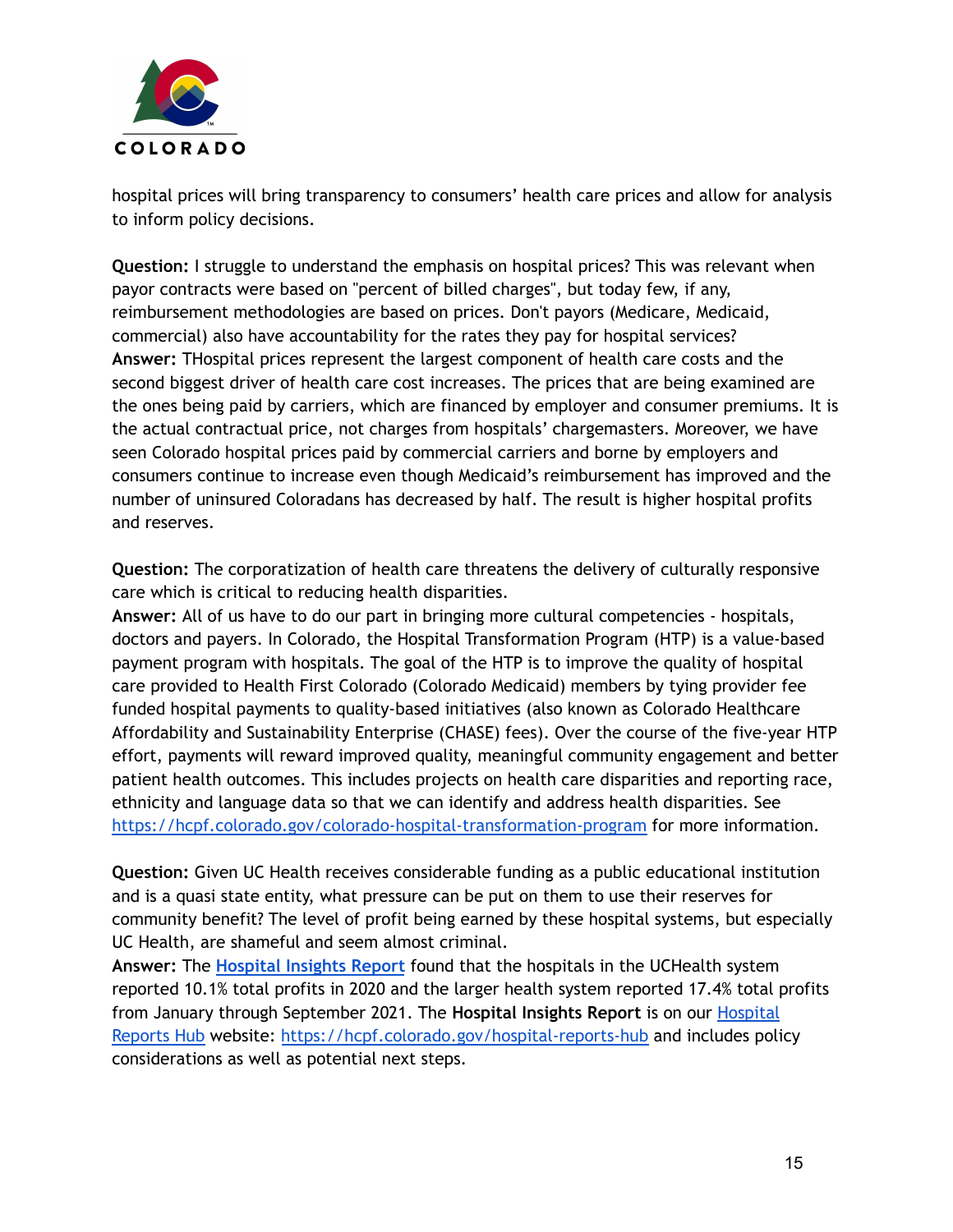hospital prices will bring transparency to consumers' health care prices and allow for analysis to inform policy decisions.

**Question:** I struggle to understand the emphasis on hospital prices? This was relevant when payor contracts were based on "percent of billed charges", but today few, if any, reimbursement methodologies are based on prices. Don't payors (Medicare, Medicaid, commercial) also have accountability for the rates they pay for hospital services?
**Answer:** THospital prices represent the largest component of health care costs and the second biggest driver of health care cost increases. The prices that are being examined are the ones being paid by carriers, which are financed by employer and consumer premiums. It is the actual contractual price, not charges from hospitals' chargemasters. Moreover, we have seen Colorado hospital prices paid by commercial carriers and borne by employers and consumers continue to increase even though Medicaid's reimbursement has improved and the number of uninsured Coloradans has decreased by half. The result is higher hospital profits and reserves.

**Question:** The corporatization of health care threatens the delivery of culturally responsive care which is critical to reducing health disparities.
**Answer:** All of us have to do our part in bringing more cultural competencies - hospitals, doctors and payers. In Colorado, the Hospital Transformation Program (HTP) is a value-based payment program with hospitals. The goal of the HTP is to improve the quality of hospital care provided to Health First Colorado (Colorado Medicaid) members by tying provider fee funded hospital payments to quality-based initiatives (also known as Colorado Healthcare Affordability and Sustainability Enterprise (CHASE) fees). Over the course of the five-year HTP effort, payments will reward improved quality, meaningful community engagement and better patient health outcomes. This includes projects on health care disparities and reporting race, ethnicity and language data so that we can identify and address health disparities. See [https://hcpf.colorado.gov/colorado-hospital-transformation-program](https://hcpf.colorado.gov/colorado-hospital-transformation-program) for more information.

**Question:** Given UC Health receives considerable funding as a public educational institution and is a quasi state entity, what pressure can be put on them to use their reserves for community benefit? The level of profit being earned by these hospital systems, but especially UC Health, are shameful and seem almost criminal.
**Answer:** The **Hospital Insights Report** found that the hospitals in the UCHealth system reported 10.1% total profits in 2020 and the larger health system reported 17.4% total profits from January through September 2021. The **Hospital Insights Report** is on our Hospital Reports Hub website: [https://hcpf.colorado.gov/hospital-reports-hub](https://hcpf.colorado.gov/hospital-reports-hub) and includes policy considerations as well as potential next steps.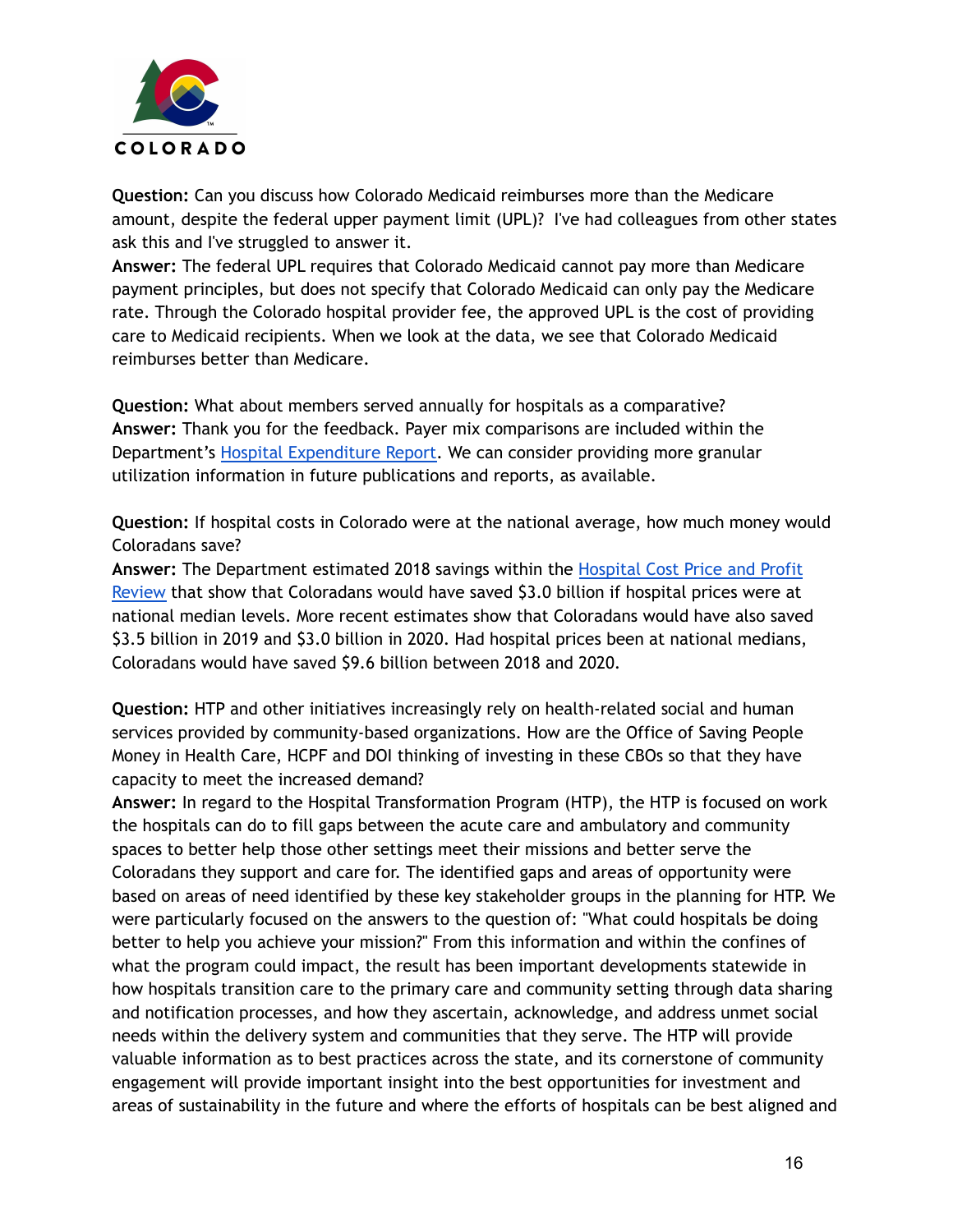**Question:** Can you discuss how Colorado Medicaid reimburses more than the Medicare amount, despite the federal upper payment limit (UPL)? I've had colleagues from other states ask this and I've struggled to answer it.
**Answer:** The federal UPL requires that Colorado Medicaid cannot pay more than Medicare payment principles, but does not specify that Colorado Medicaid can only pay the Medicare rate. Through the Colorado hospital provider fee, the approved UPL is the cost of providing care to Medicaid recipients. When we look at the data, we see that Colorado Medicaid reimburses better than Medicare.

**Question:** What about members served annually for hospitals as a comparative?
**Answer:** Thank you for the feedback. Payer mix comparisons are included within the Department's Hospital Expenditure Report. We can consider providing more granular utilization information in future publications and reports, as available.

**Question:** If hospital costs in Colorado were at the national average, how much money would Coloradans save?
**Answer:** The Department estimated 2018 savings within the Hospital Cost Price and Profit Review that show that Coloradans would have saved $3.0 billion if hospital prices were at national median levels. More recent estimates show that Coloradans would have also saved $3.5 billion in 2019 and $3.0 billion in 2020. Had hospital prices been at national medians, Coloradans would have saved $9.6 billion between 2018 and 2020.

**Question:** HTP and other initiatives increasingly rely on health-related social and human services provided by community-based organizations. How are the Office of Saving People Money in Health Care, HCPF and DOI thinking of investing in these CBOs so that they have capacity to meet the increased demand?
**Answer:** In regard to the Hospital Transformation Program (HTP), the HTP is focused on work the hospitals can do to fill gaps between the acute care and ambulatory and community spaces to better help those other settings meet their missions and better serve the Coloradans they support and care for. The identified gaps and areas of opportunity were based on areas of need identified by these key stakeholder groups in the planning for HTP. We were particularly focused on the answers to the question of: "What could hospitals be doing better to help you achieve your mission?" From this information and within the confines of what the program could impact, the result has been important developments statewide in how hospitals transition care to the primary care and community setting through data sharing and notification processes, and how they ascertain, acknowledge, and address unmet social needs within the delivery system and communities that they serve. The HTP will provide valuable information as to best practices across the state, and its cornerstone of community engagement will provide important insight into the best opportunities for investment and areas of sustainability in the future and where the efforts of hospitals can be best aligned and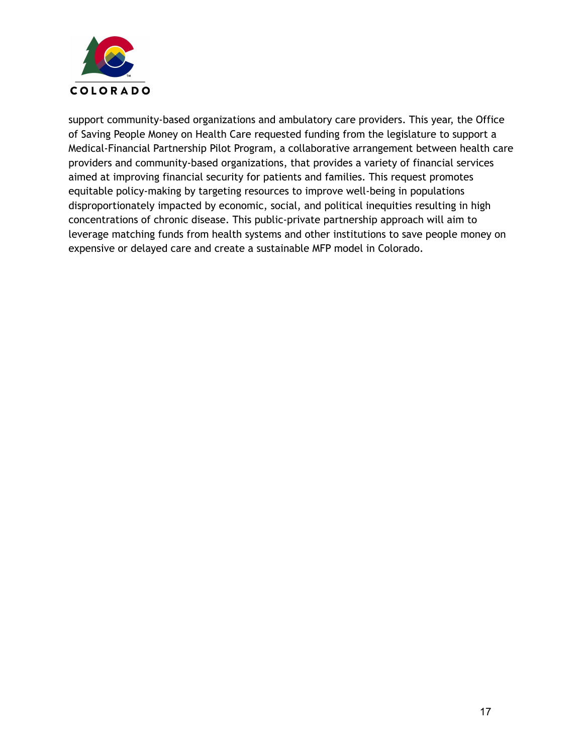support community-based organizations and ambulatory care providers. This year, the Office of Saving People Money on Health Care requested funding from the legislature to support a Medical-Financial Partnership Pilot Program, a collaborative arrangement between health care providers and community-based organizations, that provides a variety of financial services aimed at improving financial security for patients and families. This request promotes equitable policy-making by targeting resources to improve well-being in populations disproportionately impacted by economic, social, and political inequities resulting in high concentrations of chronic disease. This public-private partnership approach will aim to leverage matching funds from health systems and other institutions to save people money on expensive or delayed care and create a sustainable MFP model in Colorado.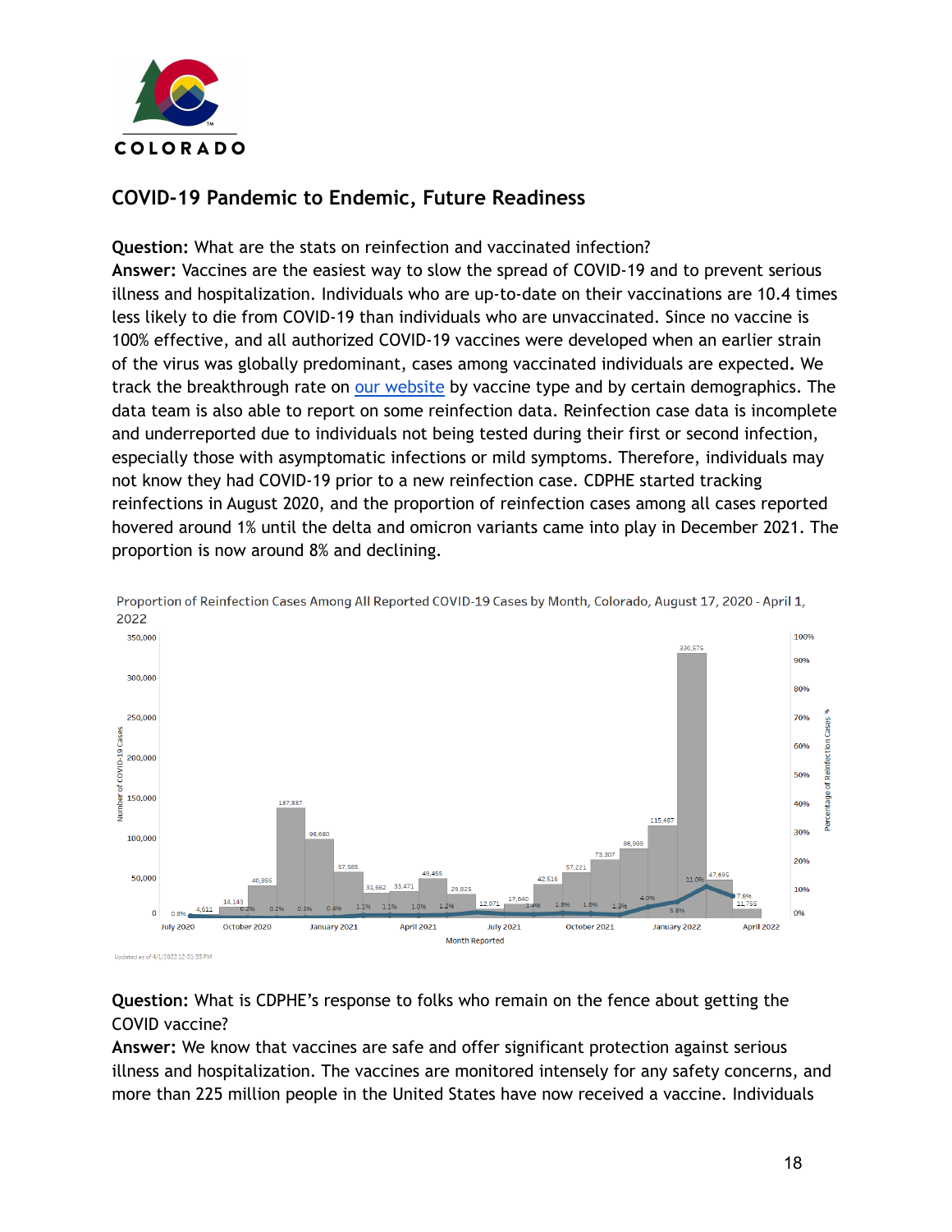## COVID-19 Pandemic to Endemic, Future Readiness

**Question:** What are the stats on reinfection and vaccinated infection?

**Answer:** Vaccines are the easiest way to slow the spread of COVID-19 and to prevent serious illness and hospitalization. Individuals who are up-to-date on their vaccinations are 10.4 times less likely to die from COVID-19 than individuals who are unvaccinated. Since no vaccine is 100% effective, and all authorized COVID-19 vaccines were developed when an earlier strain of the virus was globally predominant, cases among vaccinated individuals are expected. We track the breakthrough rate on [our website]() by vaccine type and by certain demographics. The data team is also able to report on some reinfection data. Reinfection case data is incomplete and underreported due to individuals not being tested during their first or second infection, especially those with asymptomatic infections or mild symptoms. Therefore, individuals may not know they had COVID-19 prior to a new reinfection case. CDPHE started tracking reinfections in August 2020, and the proportion of reinfection cases among all cases reported hovered around 1% until the delta and omicron variants came into play in December 2021. The proportion is now around 8% and declining.

Proportion of Reinfection Cases Among All Reported COVID-19 Cases by Month, Colorado, August 17, 2020 - April 1, 2022

Updated as of 4/1/2022 12:01:53 PM

**Question:** What is CDPHE's response to folks who remain on the fence about getting the COVID vaccine?

**Answer:** We know that vaccines are safe and offer significant protection against serious illness and hospitalization. The vaccines are monitored intensely for any safety concerns, and more than 225 million people in the United States have now received a vaccine. Individuals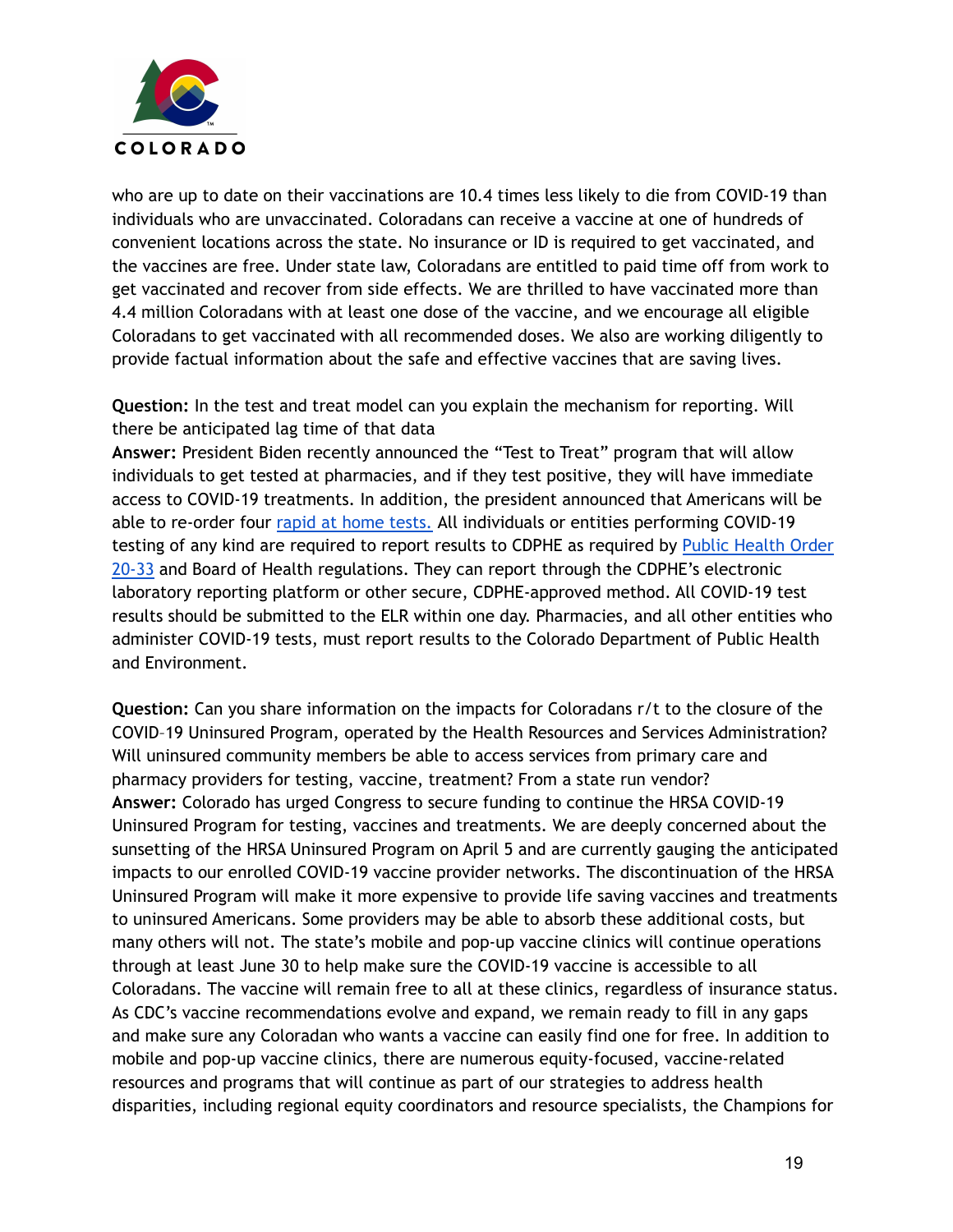who are up to date on their vaccinations are 10.4 times less likely to die from COVID-19 than individuals who are unvaccinated. Coloradans can receive a vaccine at one of hundreds of convenient locations across the state. No insurance or ID is required to get vaccinated, and the vaccines are free. Under state law, Coloradans are entitled to paid time off from work to get vaccinated and recover from side effects. We are thrilled to have vaccinated more than 4.4 million Coloradans with at least one dose of the vaccine, and we encourage all eligible Coloradans to get vaccinated with all recommended doses. We also are working diligently to provide factual information about the safe and effective vaccines that are saving lives.

**Question:** In the test and treat model can you explain the mechanism for reporting. Will there be anticipated lag time of that data
**Answer:** President Biden recently announced the "Test to Treat" program that will allow individuals to get tested at pharmacies, and if they test positive, they will have immediate access to COVID-19 treatments. In addition, the president announced that Americans will be able to re-order four [rapid at home tests.](#) All individuals or entities performing COVID-19 testing of any kind are required to report results to CDPHE as required by [Public Health Order 20-33](#) and Board of Health regulations. They can report through the CDPHE's electronic laboratory reporting platform or other secure, CDPHE-approved method. All COVID-19 test results should be submitted to the ELR within one day. Pharmacies, and all other entities who administer COVID-19 tests, must report results to the Colorado Department of Public Health and Environment.

**Question:** Can you share information on the impacts for Coloradans r/t to the closure of the COVID–19 Uninsured Program, operated by the Health Resources and Services Administration? Will uninsured community members be able to access services from primary care and pharmacy providers for testing, vaccine, treatment? From a state run vendor?
**Answer:** Colorado has urged Congress to secure funding to continue the HRSA COVID-19 Uninsured Program for testing, vaccines and treatments. We are deeply concerned about the sunsetting of the HRSA Uninsured Program on April 5 and are currently gauging the anticipated impacts to our enrolled COVID-19 vaccine provider networks. The discontinuation of the HRSA Uninsured Program will make it more expensive to provide life saving vaccines and treatments to uninsured Americans. Some providers may be able to absorb these additional costs, but many others will not. The state's mobile and pop-up vaccine clinics will continue operations through at least June 30 to help make sure the COVID-19 vaccine is accessible to all Coloradans. The vaccine will remain free to all at these clinics, regardless of insurance status. As CDC's vaccine recommendations evolve and expand, we remain ready to fill in any gaps and make sure any Coloradan who wants a vaccine can easily find one for free. In addition to mobile and pop-up vaccine clinics, there are numerous equity-focused, vaccine-related resources and programs that will continue as part of our strategies to address health disparities, including regional equity coordinators and resource specialists, the Champions for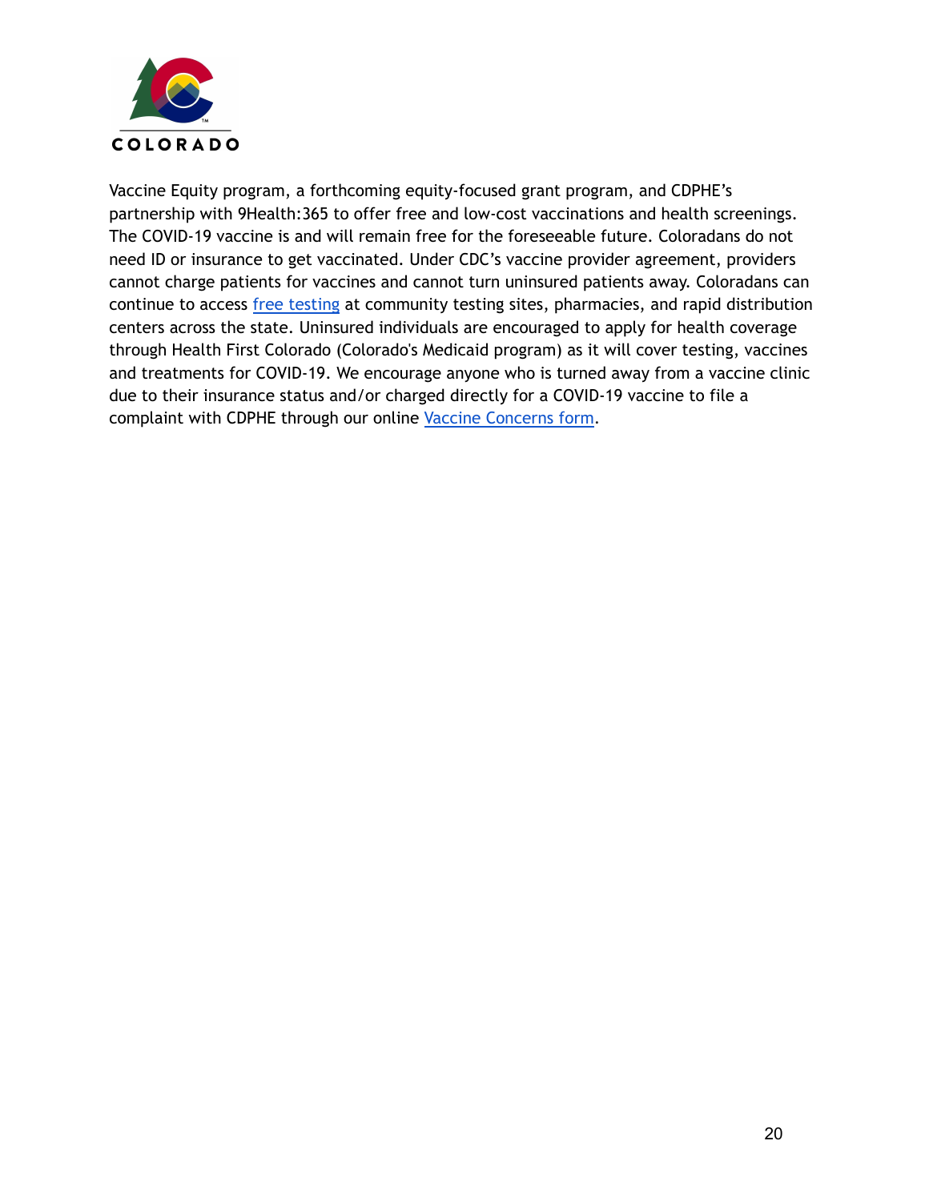Vaccine Equity program, a forthcoming equity-focused grant program, and CDPHE's partnership with 9Health:365 to offer free and low-cost vaccinations and health screenings. The COVID-19 vaccine is and will remain free for the foreseeable future. Coloradans do not need ID or insurance to get vaccinated. Under CDC's vaccine provider agreement, providers cannot charge patients for vaccines and cannot turn uninsured patients away. Coloradans can continue to access free testing at community testing sites, pharmacies, and rapid distribution centers across the state. Uninsured individuals are encouraged to apply for health coverage through Health First Colorado (Colorado's Medicaid program) as it will cover testing, vaccines and treatments for COVID-19. We encourage anyone who is turned away from a vaccine clinic due to their insurance status and/or charged directly for a COVID-19 vaccine to file a complaint with CDPHE through our online Vaccine Concerns form.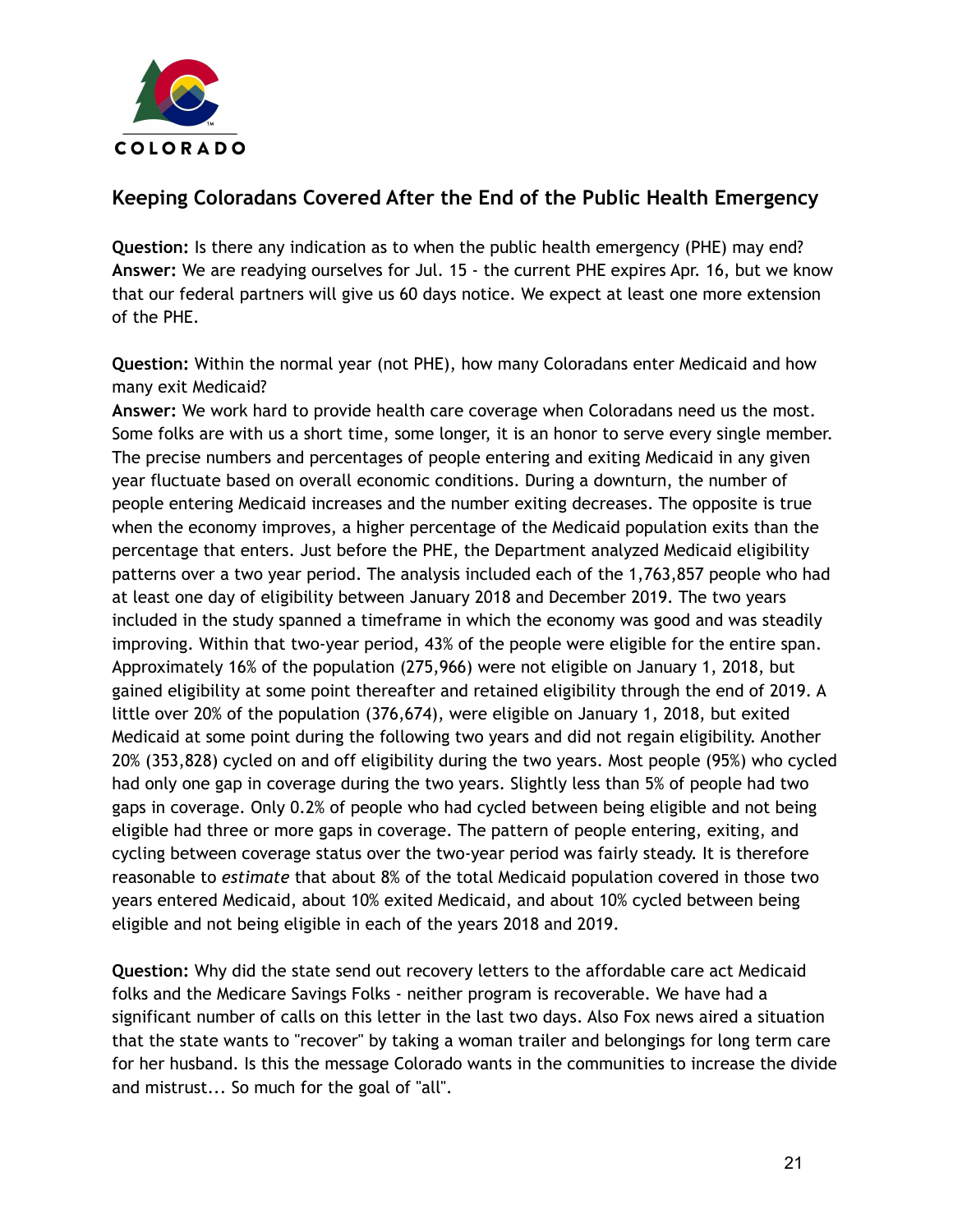## Keeping Coloradans Covered After the End of the Public Health Emergency

**Question:** Is there any indication as to when the public health emergency (PHE) may end?
**Answer:** We are readying ourselves for Jul. 15 - the current PHE expires Apr. 16, but we know that our federal partners will give us 60 days notice. We expect at least one more extension of the PHE.

**Question:** Within the normal year (not PHE), how many Coloradans enter Medicaid and how many exit Medicaid?
**Answer:** We work hard to provide health care coverage when Coloradans need us the most. Some folks are with us a short time, some longer, it is an honor to serve every single member. The precise numbers and percentages of people entering and exiting Medicaid in any given year fluctuate based on overall economic conditions. During a downturn, the number of people entering Medicaid increases and the number exiting decreases. The opposite is true when the economy improves, a higher percentage of the Medicaid population exits than the percentage that enters. Just before the PHE, the Department analyzed Medicaid eligibility patterns over a two year period. The analysis included each of the 1,763,857 people who had at least one day of eligibility between January 2018 and December 2019. The two years included in the study spanned a timeframe in which the economy was good and was steadily improving. Within that two-year period, 43% of the people were eligible for the entire span. Approximately 16% of the population (275,966) were not eligible on January 1, 2018, but gained eligibility at some point thereafter and retained eligibility through the end of 2019. A little over 20% of the population (376,674), were eligible on January 1, 2018, but exited Medicaid at some point during the following two years and did not regain eligibility. Another 20% (353,828) cycled on and off eligibility during the two years. Most people (95%) who cycled had only one gap in coverage during the two years. Slightly less than 5% of people had two gaps in coverage. Only 0.2% of people who had cycled between being eligible and not being eligible had three or more gaps in coverage. The pattern of people entering, exiting, and cycling between coverage status over the two-year period was fairly steady. It is therefore reasonable to *estimate* that about 8% of the total Medicaid population covered in those two years entered Medicaid, about 10% exited Medicaid, and about 10% cycled between being eligible and not being eligible in each of the years 2018 and 2019.

**Question:** Why did the state send out recovery letters to the affordable care act Medicaid folks and the Medicare Savings Folks - neither program is recoverable. We have had a significant number of calls on this letter in the last two days. Also Fox news aired a situation that the state wants to "recover" by taking a woman trailer and belongings for long term care for her husband. Is this the message Colorado wants in the communities to increase the divide and mistrust... So much for the goal of "all".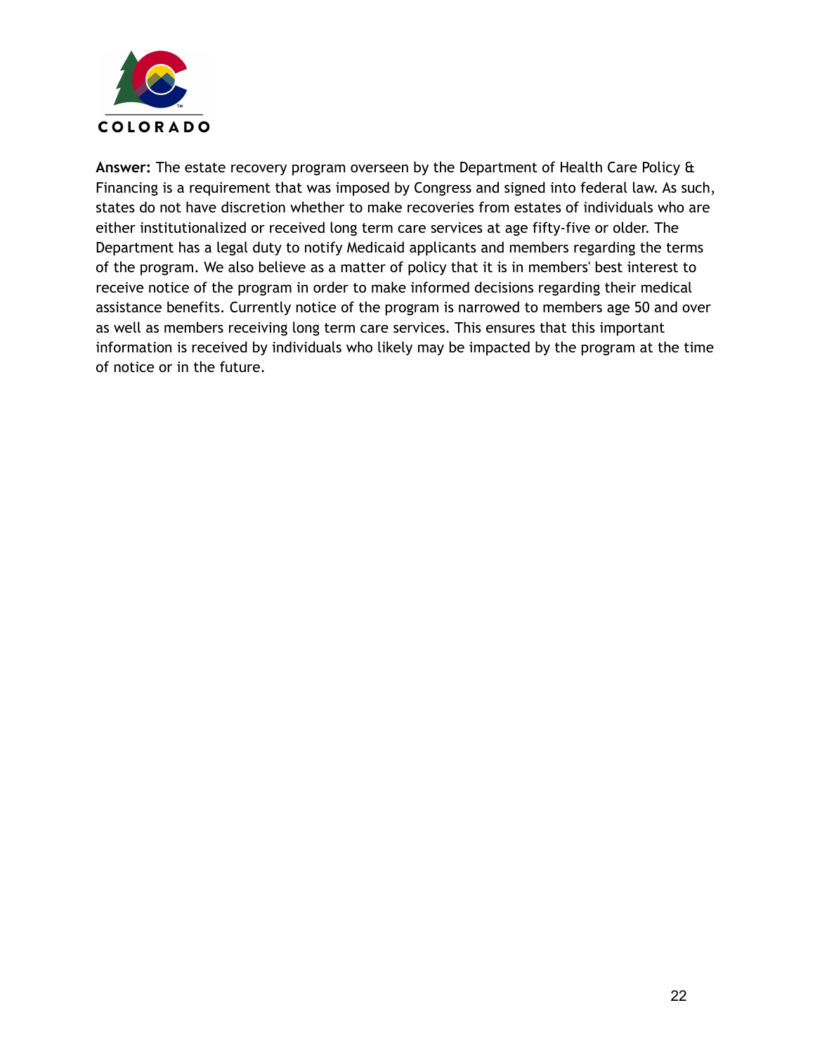**Answer:** The estate recovery program overseen by the Department of Health Care Policy & Financing is a requirement that was imposed by Congress and signed into federal law. As such, states do not have discretion whether to make recoveries from estates of individuals who are either institutionalized or received long term care services at age fifty-five or older. The Department has a legal duty to notify Medicaid applicants and members regarding the terms of the program. We also believe as a matter of policy that it is in members' best interest to receive notice of the program in order to make informed decisions regarding their medical assistance benefits. Currently notice of the program is narrowed to members age 50 and over as well as members receiving long term care services. This ensures that this important information is received by individuals who likely may be impacted by the program at the time of notice or in the future.